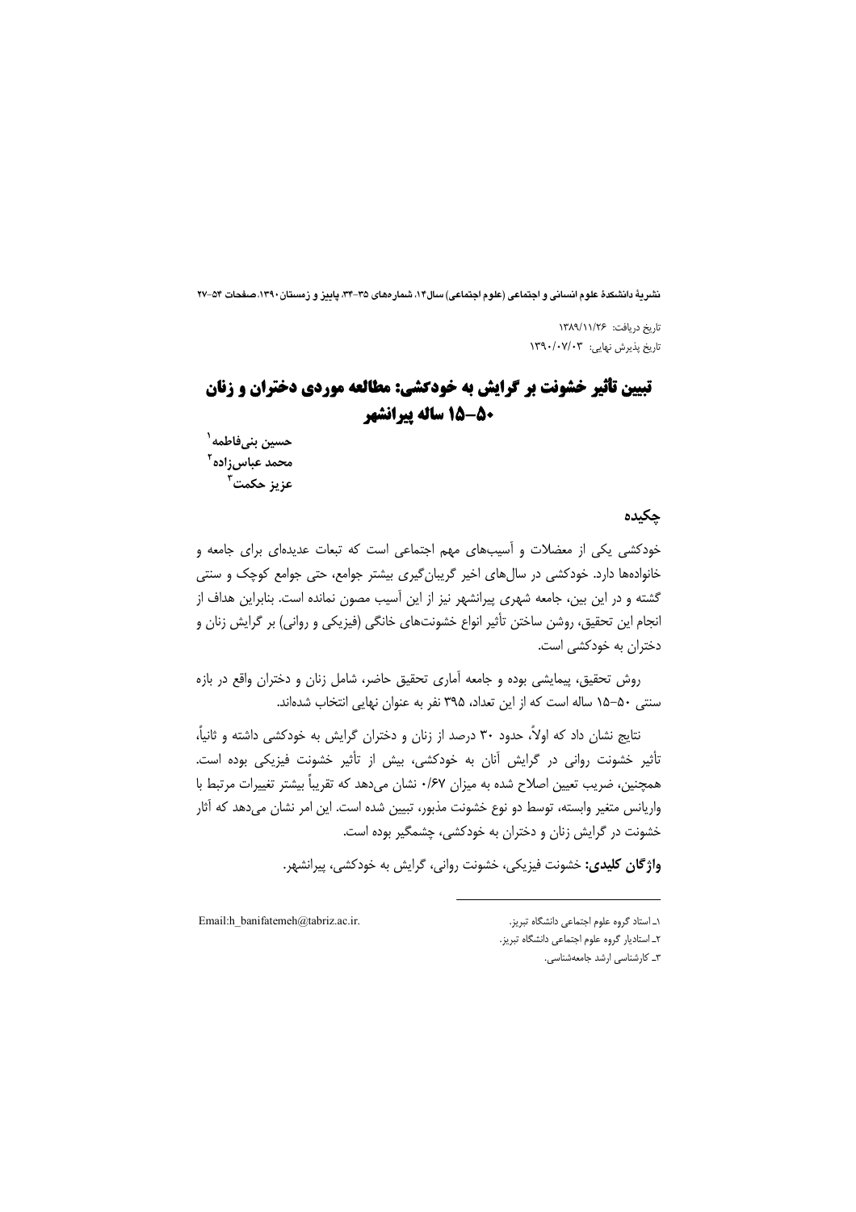تاریخ دریافت: ۱۳۸۹/۱۱/۲۶

تاریخ پذیرش نهایی: ۱۳۹۰/۰۷/۰۳

# تبیین تأثیر خشونت بر گرایش به خودکشی: مطالعه موردی دختران و زنان ۵۰-۱۵ ساله پیرانشهر

**حسین بنی‌فاطمه**[۱]

**محمد عباس‌زاده**[۲]

**عزیز حکمت**[۳]

## چکیده

خودکشی یکی از معضلات و آسیب‌های مهم اجتماعی است که تبعات عدیده‌ای برای جامعه و خانواده‌ها دارد. خودکشی در سال‌های اخیر گریبان‌گیری بیشتر جوامع، حتی جوامع کوچک و سنتی گشته و در این بین، جامعه شهری پیرانشهر نیز از این آسیب مصون نمانده است. بنابراین هداف از انجام این تحقیق، روشن ساختن تأثیر انواع خشونت‌های خانگی (فیزیکی و روانی) بر گرایش زنان و دختران به خودکشی است.

روش تحقیق، پیمایشی بوده و جامعه آماری تحقیق حاضر، شامل زنان و دختران واقع در بازه سنتی ۵۰-۱۵ ساله است که از این تعداد، ۳۹۵ نفر به عنوان نهایی انتخاب شده‌اند.

نتایج نشان داد که اولاً، حدود ۳۰ درصد از زنان و دختران گرایش به خودکشی داشته و ثانیاً، تأثیر خشونت روانی در گرایش آنان به خودکشی، بیش از تأثیر خشونت فیزیکی بوده است. همچنین، ضریب تعیین اصلاح شده به میزان ۰/۶۷ نشان می‌دهد که تقریباً بیشتر تغییرات مرتبط با واریانس متغیر وابسته، توسط دو نوع خشونت مذبور، تبیین شده است. این امر نشان می‌دهد که آثار خشونت در گرایش زنان و دختران به خودکشی، چشمگیر بوده است.

**واژگان کلیدی:** خشونت فیزیکی، خشونت روانی، گرایش به خودکشی، پیرانشهر.

---

۱ـ استاد گروه علوم اجتماعی دانشگاه تبریز. Email:h_banifatemeh@tabriz.ac.ir.

۲ـ استادیار گروه علوم اجتماعی دانشگاه تبریز.

۳ـ کارشناسی ارشد جامعه‌شناسی.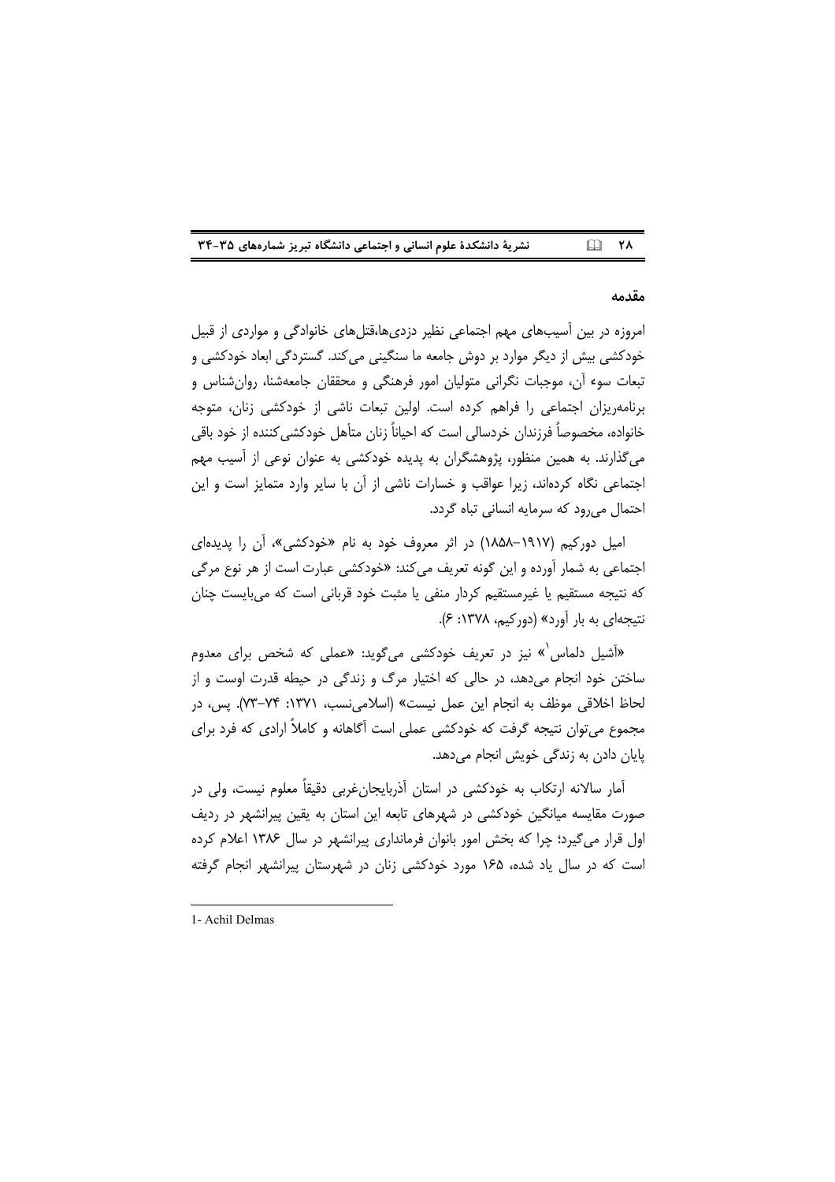## مقدمه

امروزه در بین آسیب‌های مهم اجتماعی نظیر دزدی‌ها،قتل‌های خانوادگی و مواردی از قبیل خودکشی بیش از دیگر موارد بر دوش جامعه ما سنگینی می‌کند. گستردگی ابعاد خودکشی و تبعات سوء آن، موجبات نگرانی متولیان امور فرهنگی و محققان جامعه‌شنا، روان‌شناس و برنامه‌ریزان اجتماعی را فراهم کرده است. اولین تبعات ناشی از خودکشی زنان، متوجه خانواده، مخصوصاً فرزندان خردسالی است که احیاناً زنان متأهل خودکشی‌کننده از خود باقی می‌گذارند. به همین منظور، پژوهشگران به پدیده خودکشی به عنوان نوعی از آسیب مهم اجتماعی نگاه کرده‌اند، زیرا عواقب و خسارات ناشی از آن با سایر وارد متمایز است و این احتمال می‌رود که سرمایه انسانی تباه گردد.

امیل دورکیم (۱۹۱۷-۱۸۵۸) در اثر معروف خود به نام «خودکشی»، آن را پدیده‌ای اجتماعی به شمار آورده و این گونه تعریف می‌کند: «خودکشی عبارت است از هر نوع مرگی که نتیجه مستقیم یا غیرمستقیم کردار منفی یا مثبت خود قربانی است که می‌بایست چنان نتیجه‌ای به بار آورد» (دورکیم، ۱۳۷۸: ۶).

«آشیل دلماس[1]» نیز در تعریف خودکشی می‌گوید: «عملی که شخص برای معدوم ساختن خود انجام می‌دهد، در حالی که اختیار مرگ و زندگی در حیطه قدرت اوست و از لحاظ اخلاقی موظف به انجام این عمل نیست» (اسلامی‌نسب، ۱۳۷۱: ۷۴-۷۳). پس، در مجموع می‌توان نتیجه گرفت که خودکشی عملی است آگاهانه و کاملاً ارادی که فرد برای پایان دادن به زندگی خویش انجام می‌دهد.

آمار سالانه ارتکاب به خودکشی در استان آذربایجان‌غربی دقیقاً معلوم نیست، ولی در صورت مقایسه میانگین خودکشی در شهرهای تابعه این استان به یقین پیرانشهر در ردیف اول قرار می‌گیرد؛ چرا که بخش امور بانوان فرمانداری پیرانشهر در سال ۱۳۸۶ اعلام کرده است که در سال یاد شده، ۱۶۵ مورد خودکشی زنان در شهرستان پیرانشهر انجام گرفته

---

1- Achil Delmas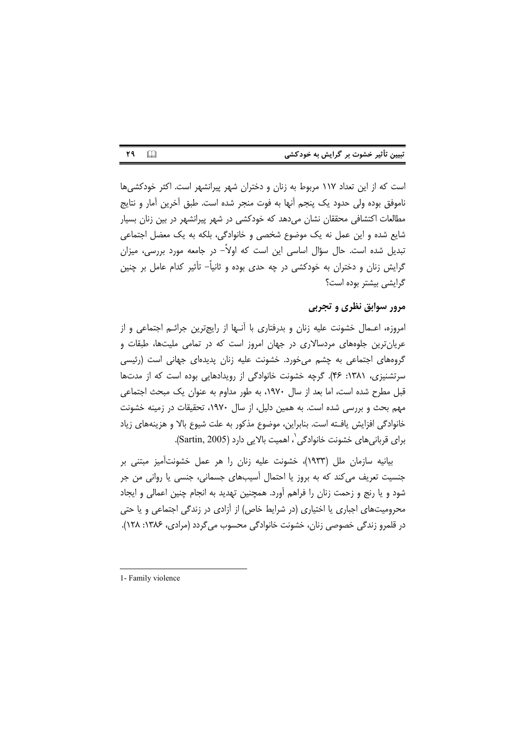است که از این تعداد ۱۱۷ مربوط به زنان و دختران شهر پیرانشهر است. اکثر خودکشی‌ها ناموفق بوده ولی حدود یک پنجم آنها به فوت منجر شده است. طبق آخرین آمار و نتایج مطالعات اکتشافی محققان نشان می‌دهد که خودکشی در شهر پیرانشهر در بین زنان بسیار شایع شده و این عمل نه یک موضوع شخصی و خانوادگی، بلکه به یک معضل اجتماعی تبدیل شده است. حال سؤال اساسی این است که اولاً- در جامعه مورد بررسی، میزان گرایش زنان و دختران به خودکشی در چه حدی بوده و ثانیاً- تأثیر کدام عامل بر چنین گرایشی بیشتر بوده است؟

## مرور سوابق نظری و تجربی

امروزه، اعـمال خشونت علیه زنان و بدرفتاری با آنـها از رایج‌ترین جرائـم اجتماعی و از عریان‌ترین جلوه‌های مردسالاری در جهان امروز است که در تمامی ملیت‌ها، طبقات و گروه‌های اجتماعی به چشم می‌خورد. خشونت علیه زنان پدیده‌ای جهانی است (رئیسی سرتشنیزی، ۱۳۸۱: ۴۶). گرچه خشونت خانوادگی از رویدادهایی بوده است که از مدت‌ها قبل مطرح شده است، اما بعد از سال ۱۹۷۰، به طور مداوم به عنوان یک مبحث اجتماعی مهم بحث و بررسی شده است. به همین دلیل، از سال ۱۹۷۰، تحقیقات در زمینه خشونت خانوادگی افزایش یافـته است. بنابراین، موضوع مذکور به علت شیوع بالا و هزینه‌های زیاد برای قربانی‌های خشونت خانوادگی[1]، اهمیت بالایی دارد (Sartin, 2005).

بیانیه سازمان ملل (۱۹۳۳)، خشونت علیه زنان را هر عمل خشونت‌آمیز مبتنی بر جنسیت تعریف می‌کند که به بروز یا احتمال آسیب‌های جسمانی، جنسی یا روانی من جر شود و یا رنج و زحمت زنان را فراهم آورد. همچنین تهدید به انجام چنین اعمالی و ایجاد محرومیت‌های اجباری یا اختیاری (در شرایط خاص) از آزادی در زندگی اجتماعی و یا حتی در قلمرو زندگی خصوصی زنان، خشونت خانوادگی محسوب می‌گردد (مرادی، ۱۳۸۶: ۱۲۸).

---

1- Family violence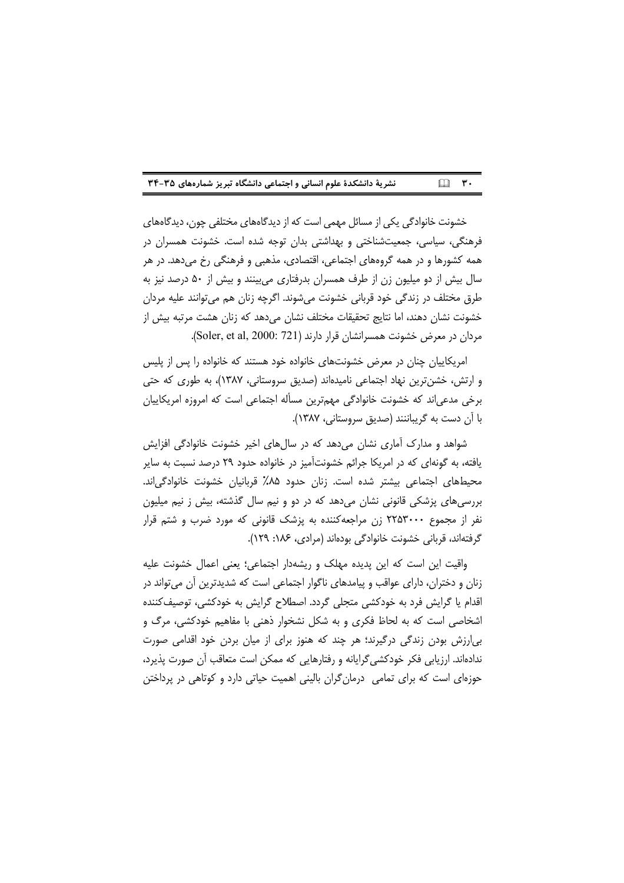خشونت خانوادگی یکی از مسائل مهمی است که از دیدگاه‌های مختلفی چون، دیدگاه‌های فرهنگی، سیاسی، جمعیت‌شناختی و بهداشتی بدان توجه شده است. خشونت همسران در همه کشورها و در همه گروه‌های اجتماعی، اقتصادی، مذهبی و فرهنگی رخ می‌دهد. در هر سال بیش از دو میلیون زن از طرف همسران بدرفتاری می‌بینند و بیش از ۵۰ درصد نیز به طرق مختلف در زندگی خود قربانی خشونت می‌شوند. اگرچه زنان هم می‌توانند علیه مردان خشونت نشان دهند، اما نتایج تحقیقات مختلف نشان می‌دهد که زنان هشت مرتبه بیش از مردان در معرض خشونت همسرانشان قرار دارند (Soler, et al, 2000: 721).

امریکاییان چنان در معرض خشونت‌های خانواده خود هستند که خانواده را پس از پلیس و ارتش، خشن‌ترین نهاد اجتماعی نامیده‌اند (صدیق سروستانی، ۱۳۸۷)، به طوری که حتی برخی مدعی‌اند که خشونت خانوادگی مهم‌ترین مسأله اجتماعی است که امروزه امریکاییان با آن دست به گریبانند (صدیق سروستانی، ۱۳۸۷).

شواهد و مدارک آماری نشان می‌دهد که در سال‌های اخیر خشونت خانوادگی افزایش یافته، به گونه‌ای که در امریکا جرائم خشونت‌آمیز در خانواده حدود ۲۹ درصد نسبت به سایر محیط‌های اجتماعی بیشتر شده است. زنان حدود ۸۵٪ قربانیان خشونت خانوادگی‌اند. بررسی‌های پزشکی قانونی نشان می‌دهد که در دو و نیم سال گذشته، بیش ز نیم میلیون نفر از مجموع ۲۲۵۳۰۰۰ زن مراجعه‌کننده به پزشک قانونی که مورد ضرب و شتم قرار گرفته‌اند، قربانی خشونت خانوادگی بوده‌اند (مرادی، ۱۸۶: ۱۲۹).

واقیت این است که این پدیده مهلک و ریشه‌دار اجتماعی؛ یعنی اعمال خشونت علیه زنان و دختران، دارای عواقب و پیامدهای ناگوار اجتماعی است که شدیدترین آن می‌تواند در اقدام یا گرایش فرد به خودکشی متجلی گردد. اصطلاح گرایش به خودکشی، توصیف‌کننده اشخاصی است که به لحاظ فکری و به شکل نشخوار ذهنی با مفاهیم خودکشی، مرگ و بی‌ارزش بودن زندگی درگیرند؛ هر چند که هنوز برای از میان بردن خود اقدامی صورت نداده‌اند. ارزیابی فکر خودکشی‌گرایانه و رفتارهایی که ممکن است متعاقب آن صورت پذیرد، حوزه‌ای است که برای تمامی درمان‌گران بالینی اهمیت حیاتی دارد و کوتاهی در پرداختن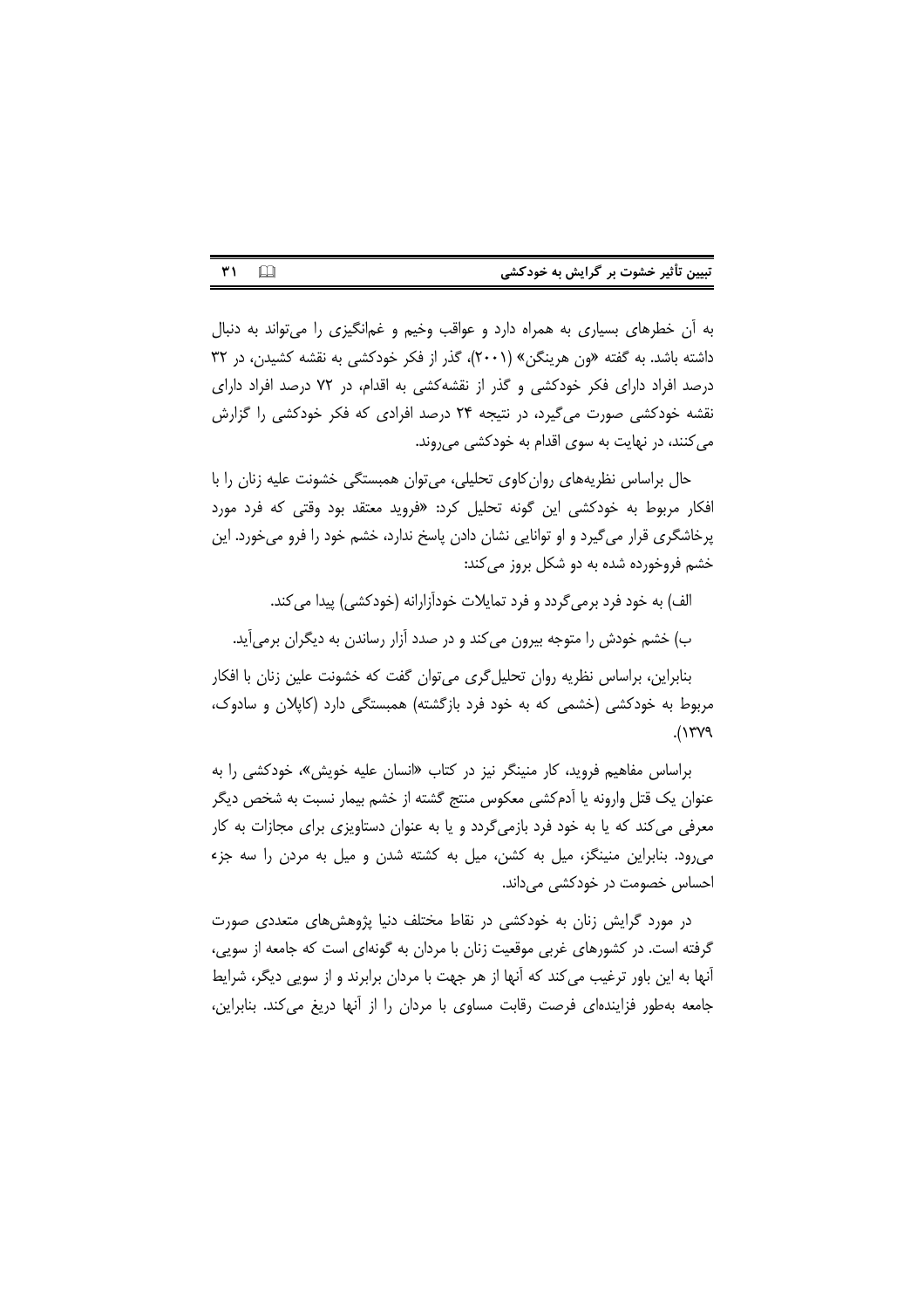به آن خطرهای بسیاری به همراه دارد و عواقب وخیم و غم‌انگیزی را می‌تواند به دنبال داشته باشد. به گفته «ون هرینگن» (۲۰۰۱)، گذر از فکر خودکشی به نقشه کشیدن، در ۳۲ درصد افراد دارای فکر خودکشی و گذر از نقشه‌کشی به اقدام، در ۷۲ درصد افراد دارای نقشه خودکشی صورت می‌گیرد، در نتیجه ۲۴ درصد افرادی که فکر خودکشی را گزارش می‌کنند، در نهایت به سوی اقدام به خودکشی می‌روند.

حال براساس نظریه‌های روان‌کاوی تحلیلی، می‌توان همبستگی خشونت علیه زنان را با افکار مربوط به خودکشی این گونه تحلیل کرد: «فروید معتقد بود وقتی که فرد مورد پرخاشگری قرار می‌گیرد و او توانایی نشان دادن پاسخ ندارد، خشم خود را فرو می‌خورد. این خشم فروخورده شده به دو شکل بروز می‌کند:

الف) به خود فرد برمی‌گردد و فرد تمایلات خودآزارانه (خودکشی) پیدا می‌کند.

ب) خشم خودش را متوجه بیرون می‌کند و در صدد آزار رساندن به دیگران برمی‌آید.

بنابراین، براساس نظریه روان تحلیل‌گری می‌توان گفت که خشونت علین زنان با افکار مربوط به خودکشی (خشمی که به خود فرد بازگشته) همبستگی دارد (کاپلان و سادوک، ۱۳۷۹).

براساس مفاهیم فروید، کار منینگر نیز در کتاب «انسان علیه خویش»، خودکشی را به عنوان یک قتل وارونه یا آدم‌کشی معکوس منتج گشته از خشم بیمار نسبت به شخص دیگر معرفی می‌کند که یا به خود فرد بازمی‌گردد و یا به عنوان دستاویزی برای مجازات به کار می‌رود. بنابراین منینگز، میل به کشن، میل به کشته شدن و میل به مردن را سه جزء احساس خصومت در خودکشی می‌داند.

در مورد گرایش زنان به خودکشی در نقاط مختلف دنیا پژوهش‌های متعددی صورت گرفته است. در کشورهای غربی موقعیت زنان با مردان به گونه‌ای است که جامعه از سویی، آنها به این باور ترغیب می‌کند که آنها از هر جهت با مردان برابرند و از سویی دیگر، شرایط جامعه به‌طور فزاینده‌ای فرصت رقابت مساوی با مردان را از آنها دریغ می‌کند. بنابراین،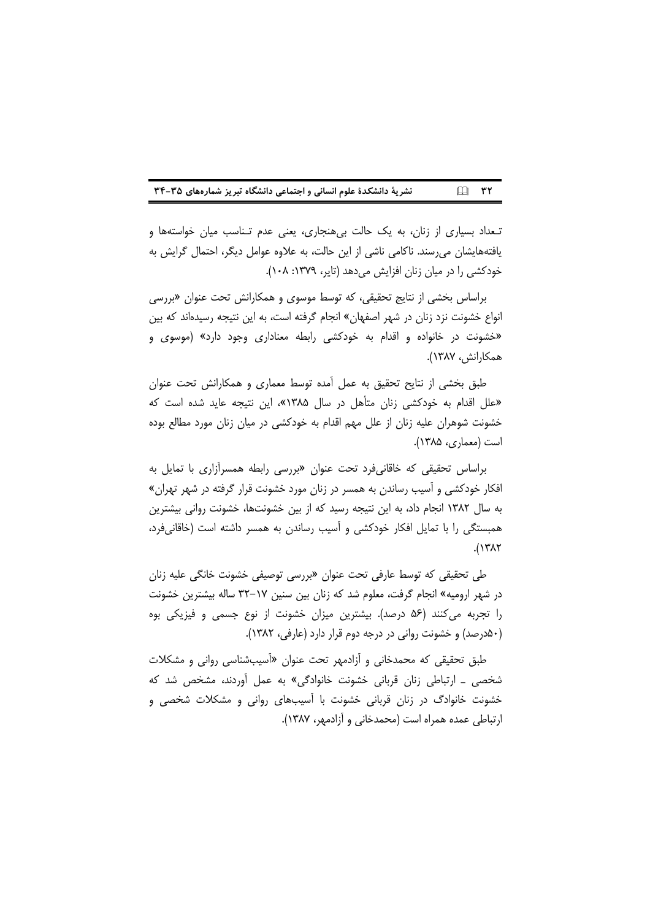تـعداد بسیاری از زنان، به یک حالت بی‌هنجاری، یعنی عدم تـناسب میان خواسته‌ها و یافته‌هایشان می‌رسند. ناکامی ناشی از این حالت، به علاوه عوامل دیگر، احتمال گرایش به خودکشی را در میان زنان افزایش می‌دهد (تایر، ۱۳۷۹: ۱۰۸).

براساس بخشی از نتایج تحقیقی، که توسط موسوی و همکارانش تحت عنوان «بررسی انواع خشونت نزد زنان در شهر اصفهان» انجام گرفته است، به این نتیجه رسیده‌اند که بین «خشونت در خانواده و اقدام به خودکشی رابطه معناداری وجود دارد» (موسوی و همکارانش، ۱۳۸۷).

طبق بخشی از نتایج تحقیق به عمل آمده توسط معماری و همکارانش تحت عنوان «علل اقدام به خودکشی زنان متأهل در سال ۱۳۸۵»، این نتیجه عاید شده است که خشونت شوهران علیه زنان از علل مهم اقدام به خودکشی در میان زنان مورد مطالع بوده است (معماری، ۱۳۸۵).

براساس تحقیقی که خاقانی‌فرد تحت عنوان «بررسی رابطه همسرآزاری با تمایل به افکار خودکشی و آسیب رساندن به همسر در زنان مورد خشونت قرار گرفته در شهر تهران» به سال ۱۳۸۲ انجام داد، به این نتیجه رسید که از بین خشونت‌ها، خشونت روانی بیشترین همبستگی را با تمایل افکار خودکشی و آسیب رساندن به همسر داشته است (خاقانی‌فرد، ۱۳۸۲).

طی تحقیقی که توسط عارفی تحت عنوان «بررسی توصیفی خشونت خانگی علیه زنان در شهر ارومیه» انجام گرفت، معلوم شد که زنان بین سنین ۱۷–۳۲ ساله بیشترین خشونت را تجربه می‌کنند (۵۶ درصد). بیشترین میزان خشونت از نوع جسمی و فیزیکی بوه (۵۰درصد) و خشونت روانی در درجه دوم قرار دارد (عارفی، ۱۳۸۲).

طبق تحقیقی که محمدخانی و آزادمهر تحت عنوان «آسیب‌شناسی روانی و مشکلات شخصی ـ ارتباطی زنان قربانی خشونت خانوادگی» به عمل آوردند، مشخص شد که خشونت خانوادگ در زنان قربانی خشونت با آسیب‌های روانی و مشکلات شخصی و ارتباطی عمده همراه است (محمدخانی و آزادمهر، ۱۳۸۷).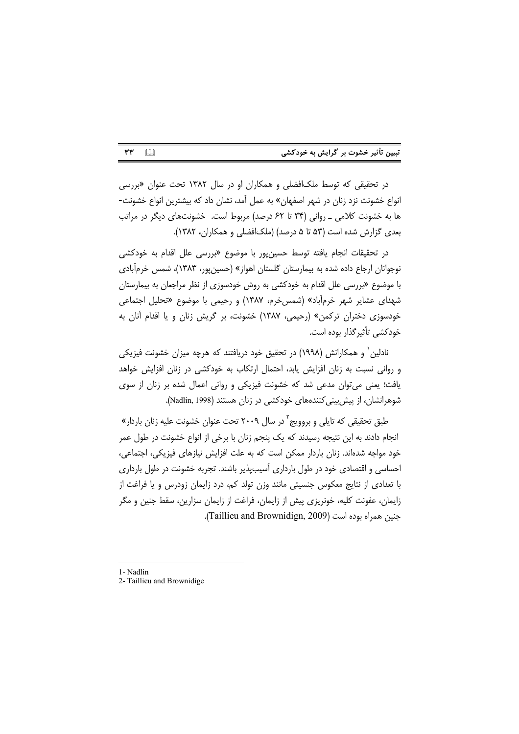در تحقیقی که توسط ملک‌افضلی و همکاران او در سال ۱۳۸۲ تحت عنوان «بررسی انواع خشونت نزد زنان در شهر اصفهان» به عمل آمد، نشان داد که بیشترین انواع خشونت‌ها به خشونت کلامی ـ روانی (۳۴ تا ۶۲ درصد) مربوط است. خشونت‌های دیگر در مراتب بعدی گزارش شده است (۵۳ تا ۵ درصد) (ملک‌افضلی و همکاران، ۱۳۸۲).

در تحقیقات انجام یافته توسط حسین‌پور با موضوع «بررسی علل اقدام به خودکشی نوجوانان ارجاع داده شده به بیمارستان گلستان اهواز» (حسین‌پور، ۱۳۸۳)، شمس خرم‌آبادی با موضوع «بررسی علل اقدام به خودکشی به روش خودسوزی از نظر مراجعان به بیمارستان شهدای عشایر شهر خرم‌آباد» (شمس‌خرم، ۱۳۸۷) و رحیمی با موضوع «تحلیل اجتماعی خودسوزی دختران ترکمن» (رحیمی، ۱۳۸۷) خشونت، بر گریش زنان و یا اقدام آنان به خودکشی تأثیرگذار بوده است.

نادلین[1] و همکارانش (۱۹۹۸) در تحقیق خود دریافتند که هرچه میزان خشونت فیزیکی و روانی نسبت به زنان افزایش یابد، احتمال ارتکاب به خودکشی در زنان افزایش خواهد یافت؛ یعنی می‌توان مدعی شد که خشونت فیزیکی و روانی اعمال شده بر زنان از سوی شوهرانشان، از پیش‌بینی‌کننده‌های خودکشی در زنان هستند (Nadlin, 1998).

طبق تحقیقی که تایلی و برواویج[2] در سال ۲۰۰۹ تحت عنوان خشونت علیه زنان باردار» انجام دادند به این نتیجه رسیدند که یک پنجم زنان با برخی از انواع خشونت در طول عمر خود مواجه شده‌اند. زنان باردار ممکن است که به علت افزایش نیازهای فیزیکی، اجتماعی، احساسی و اقتصادی خود در طول بارداری آسیب‌پذیر باشند. تجربه خشونت در طول بارداری با تعدادی از نتایج معکوس جنسیتی مانند وزن تولد کم، درد زایمان زودرس و یا فراغت از زایمان، عفونت کلیه، خونریزی پیش از زایمان، فراغت از زایمان سزارین، سقط جنین و مگر جنین همراه بوده است (Taillieu and Brownidign, 2009).

---

1- Nadlin

2- Taillieu and Brownidige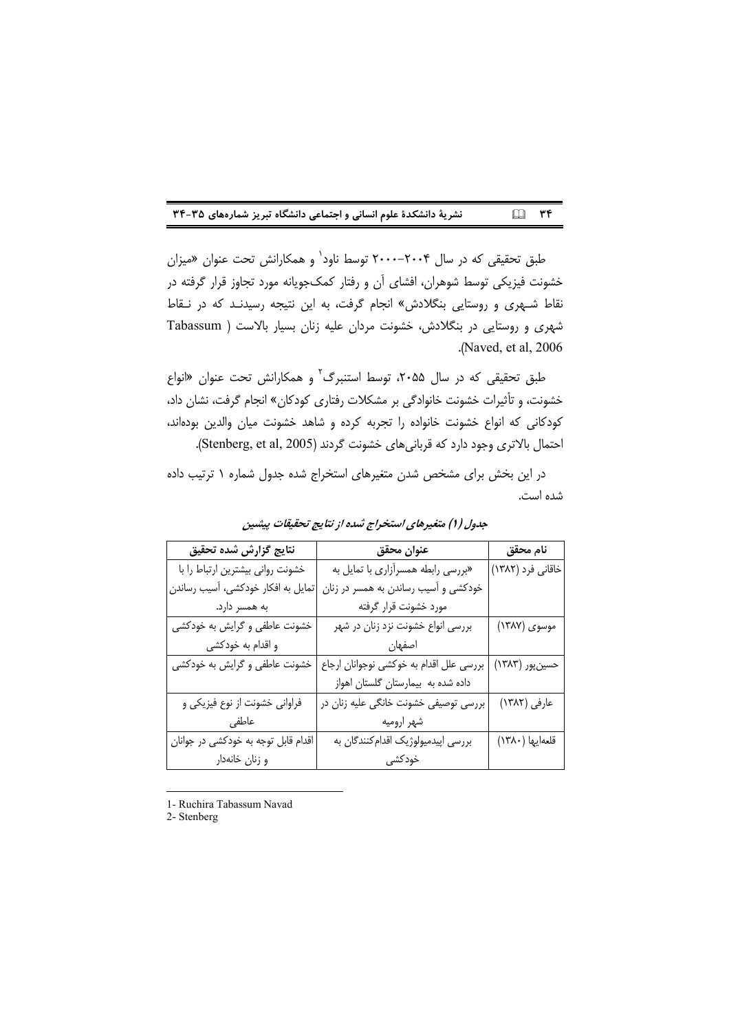طبق تحقیقی که در سال ۲۰۰۴-۲۰۰۰ توسط ناود[1] و همکارانش تحت عنوان «میزان خشونت فیزیکی توسط شوهران، افشای آن و رفتار کمک‌جویانه مورد تجاوز قرار گرفته در نقاط شـهری و روستایی بنگلادش» انجام گرفت، به این نتیجه رسیدنـد که در نـقاط شهری و روستایی در بنگلادش، خشونت مردان علیه زنان بسیار بالاست (Tabassum Naved, et al, 2006).

طبق تحقیقی که در سال ۲۰۵۵، توسط استنبرگ[2] و همکارانش تحت عنوان «انواع خشونت، و تأثیرات خشونت خانوادگی بر مشکلات رفتاری کودکان» انجام گرفت، نشان داد، کودکانی که انواع خشونت خانواده را تجربه کرده و شاهد خشونت میان والدین بوده‌اند، احتمال بالاتری وجود دارد که قربانی‌های خشونت گردند (Stenberg, et al, 2005).

در این بخش برای مشخص شدن متغیرهای استخراج شده جدول شماره ۱ ترتیب داده شده است.

***جدول (۱) متغیرهای استخراج شده از نتایج تحقیقات پیشین***

| نام محقق | عنوان محقق | نتایج گزارش شده تحقیق |
|---|---|---|
| خاقانی فرد (۱۳۸۲) | «بررسی رابطه همسرآزاری با تمایل به خودکشی و آسیب رساندن به همسر در زنان مورد خشونت قرار گرفته | خشونت روانی بیشترین ارتباط را با تمایل به افکار خودکشی، آسیب رساندن به همسر دارد. |
| موسوی (۱۳۸۷) | بررسی انواع خشونت نزد زنان در شهر اصفهان | خشونت عاطفی و گرایش به خودکشی و اقدام به خودکشی |
| حسین‌پور (۱۳۸۳) | بررسی علل اقدام به خوکشی نوجوانان ارجاع داده شده به بیمارستان گلستان اهواز | خشونت عاطفی و گرایش به خودکشی |
| عارفی (۱۳۸۲) | بررسی توصیفی خشونت خانگی علیه زنان در شهر ارومیه | فراوانی خشونت از نوع فیزیکی و عاطفی |
| قلعه‌ایها (۱۳۸۰) | بررسی اپیدمیولوژیک اقدام‌کنندگان به خودکشی | اقدام قابل توجه به خودکشی در جوانان و زنان خانه‌دار |

---

1- Ruchira Tabassum Navad

2- Stenberg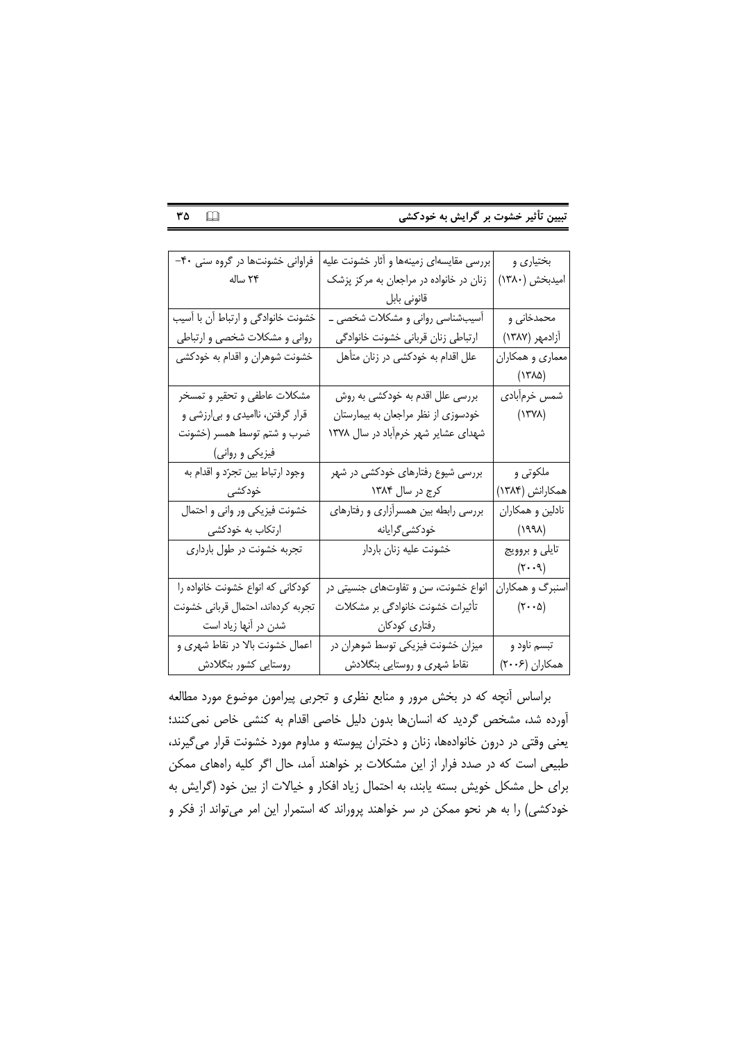| بختیاری و امیدبخش (۱۳۸۰) | بررسی مقایسه‌ای زمینه‌ها و آثار خشونت علیه زنان در خانواده در مراجعان به مرکز پزشک قانونی بابل | فراوانی خشونت‌ها در گروه سنی ۴۰-۲۴ ساله |
|---|---|---|
| محمدخانی و آزادمهر (۱۳۸۷) | آسیب‌شناسی روانی و مشکلات شخصی ـ ارتباطی زنان قربانی خشونت خانوادگی | خشونت خانوادگی و ارتباط آن با آسیب روانی و مشکلات شخصی و ارتباطی |
| معماری و همکاران (۱۳۸۵) | علل اقدام به خودکشی در زنان متأهل | خشونت شوهران و اقدام به خودکشی |
| شمس خرم‌آبادی (۱۳۷۸) | بررسی علل اقدام به خودکشی به روش خودسوزی از نظر مراجعان به بیمارستان شهدای عشایر شهر خرم‌آباد در سال ۱۳۷۸ | مشکلات عاطفی و تحقیر و تمسخر قرار گرفتن، ناامیدی و بی‌ارزشی و ضرب و شتم توسط همسر (خشونت فیزیکی و روانی) |
| ملکوتی و همکارانش (۱۳۸۴) | بررسی شیوع رفتارهای خودکشی در شهر کرج در سال ۱۳۸۴ | وجود ارتباط بین تجرّد و اقدام به خودکشی |
| نادلین و همکاران (۱۹۹۸) | بررسی رابطه بین همسرآزاری و رفتارهای خودکشی‌گرایانه | خشونت فیزیکی ور وانی و احتمال ارتکاب به خودکشی |
| تایلی و برروویچ (۲۰۰۹) | خشونت علیه زنان باردار | تجربه خشونت در طول بارداری |
| اسنبرگ و همکاران (۲۰۰۵) | انواع خشونت، سن و تفاوت‌های جنسیتی در تأثیرات خشونت خانوادگی بر مشکلات رفتاری کودکان | کودکانی که انواع خشونت خانواده را تجربه کرده‌اند، احتمال قربانی خشونت شدن در آنها زیاد است |
| تبسم ناود و همکاران (۲۰۰۶) | میزان خشونت فیزیکی توسط شوهران در نقاط شهری و روستایی بنگلادش | اعمال خشونت بالا در نقاط شهری و روستایی کشور بنگلادش |

براساس آنچه که در بخش مرور و منابع نظری و تجربی پیرامون موضوع مورد مطالعه آورده شد، مشخص گردید که انسان‌ها بدون دلیل خاصی اقدام به کنشی خاص نمی‌کنند؛ یعنی وقتی در درون خانواده‌ها، زنان و دختران پیوسته و مداوم مورد خشونت قرار می‌گیرند، طبیعی است که در صدد فرار از این مشکلات بر خواهند آمد، حال اگر کلیه راه‌های ممکن برای حل مشکل خویش بسته یابند، به احتمال زیاد افکار و خیالات از بین خود (گرایش به خودکشی) را به هر نحو ممکن در سر خواهند پروراند که استمرار این امر می‌تواند از فکر و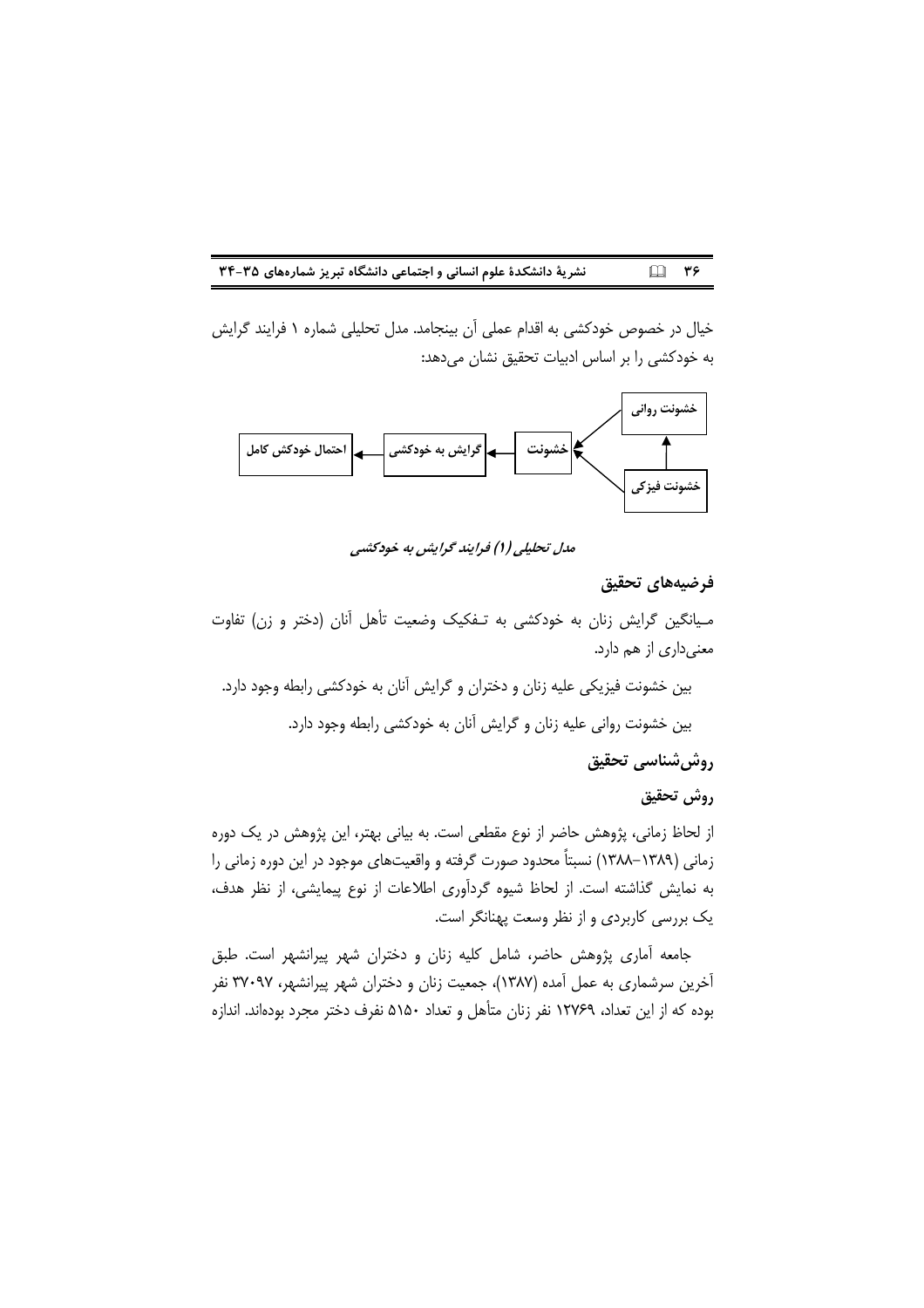خیال در خصوص خودکشی به اقدام عملی آن بینجامد. مدل تحلیلی شماره ۱ فرایند گرایش به خودکشی را بر اساس ادبیات تحقیق نشان می‌دهد:

خشونت روانی

احتمال خودکش کامل ← گرایش به خودکشی ← خشونت

خشونت فیزیکی

*مدل تحلیلی (۱) فرایند گرایش به خودکشی*

## فرضیه‌های تحقیق

مـیانگین گرایش زنان به خودکشی به تـفکیک وضعیت تأهل آنان (دختر و زن) تفاوت معنی‌داری از هم دارد.

بین خشونت فیزیکی علیه زنان و دختران و گرایش آنان به خودکشی رابطه وجود دارد.

بین خشونت روانی علیه زنان و گرایش آنان به خودکشی رابطه وجود دارد.

## روش‌شناسی تحقیق

### روش تحقیق

از لحاظ زمانی، پژوهش حاضر از نوع مقطعی است. به بیانی بهتر، این پژوهش در یک دوره زمانی (۱۳۸۹-۱۳۸۸) نسبتاً محدود صورت گرفته و واقعیت‌های موجود در این دوره زمانی را به نمایش گذاشته است. از لحاظ شیوه گردآوری اطلاعات از نوع پیمایشی، از نظر هدف، یک بررسی کاربردی و از نظر وسعت پهنانگر است.

جامعه آماری پژوهش حاضر، شامل کلیه زنان و دختران شهر پیرانشهر است. طبق آخرین سرشماری به عمل آمده (۱۳۸۷)، جمعیت زنان و دختران شهر پیرانشهر، ۳۷۰۹۷ نفر بوده که از این تعداد، ۱۲۷۶۹ نفر زنان متأهل و تعداد ۵۱۵۰ نفرف دختر مجرد بوده‌اند. اندازه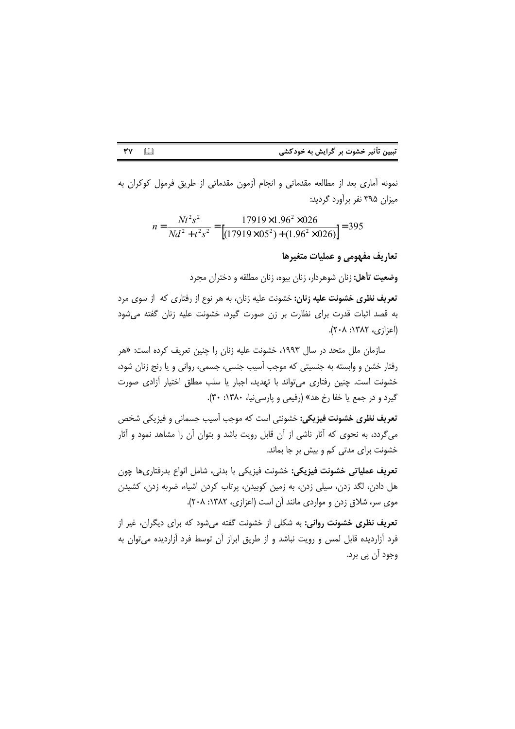نمونه آماری بعد از مطالعه مقدماتی و انجام آزمون مقدماتی از طریق فرمول کوکران به میزان ۳۹۵ نفر برآورد گردید:

$$n = \frac{Nt^2s^2}{Nd^2 + t^2s^2} = \left[\frac{17919 \times 1.96^2 \times 026}{(17919 \times 05^2) + (1.96^2 \times 026)}\right] = 395$$

## تعاریف مفهومی و عملیات متغیرها

**وضعیت تأهل:** زنان شوهردار، زنان بیوه، زنان مطلقه و دختران مجرد

**تعریف نظری خشونت علیه زنان:** خشونت علیه زنان، به هر نوع از رفتاری که از سوی مرد به قصد اثبات قدرت برای نظارت بر زن صورت گیرد، خشونت علیه زنان گفته می‌شود (اعزازی، ۱۳۸۲: ۲۰۸).

سازمان ملل متحد در سال ۱۹۹۳، خشونت علیه زنان را چنین تعریف کرده است: «هر رفتار خشن و وابسته به جنسیتی که موجب آسیب جنسی، جسمی، روانی و یا رنج زنان شود، خشونت است. چنین رفتاری می‌تواند با تهدید، اجبار یا سلب مطلق اختیار آزادی صورت گیرد و در جمع یا خفا رخ هد» (رفیعی و پارسی‌نیا، ۱۳۸۰: ۳۰).

**تعریف نظری خشونت فیزیکی:** خشونتی است که موجب آسیب جسمانی و فیزیکی شخص می‌گردد، به نحوی که آثار ناشی از آن قابل رویت باشد و بتوان آن را مشاهد نمود و آثار خشونت برای مدتی کم و بیش بر جا بماند.

**تعریف عملیاتی خشونت فیزیکی:** خشونت فیزیکی یا بدنی، شامل انواع بدرفتاری‌ها چون هل دادن، لگد زدن، سیلی زدن، به زمین کوبیدن، پرتاب کردن اشیاء، ضربه زدن، کشیدن موی سر، شلاق زدن و مواردی مانند آن است (اعزازی، ۱۳۸۲: ۲۰۸).

**تعریف نظری خشونت روانی:** به شکلی از خشونت گفته می‌شود که برای دیگران، غیر از فرد آزاردیده قابل لمس و رویت نباشد و از طریق ابراز آن توسط فرد آزاردیده می‌توان به وجود آن پی برد.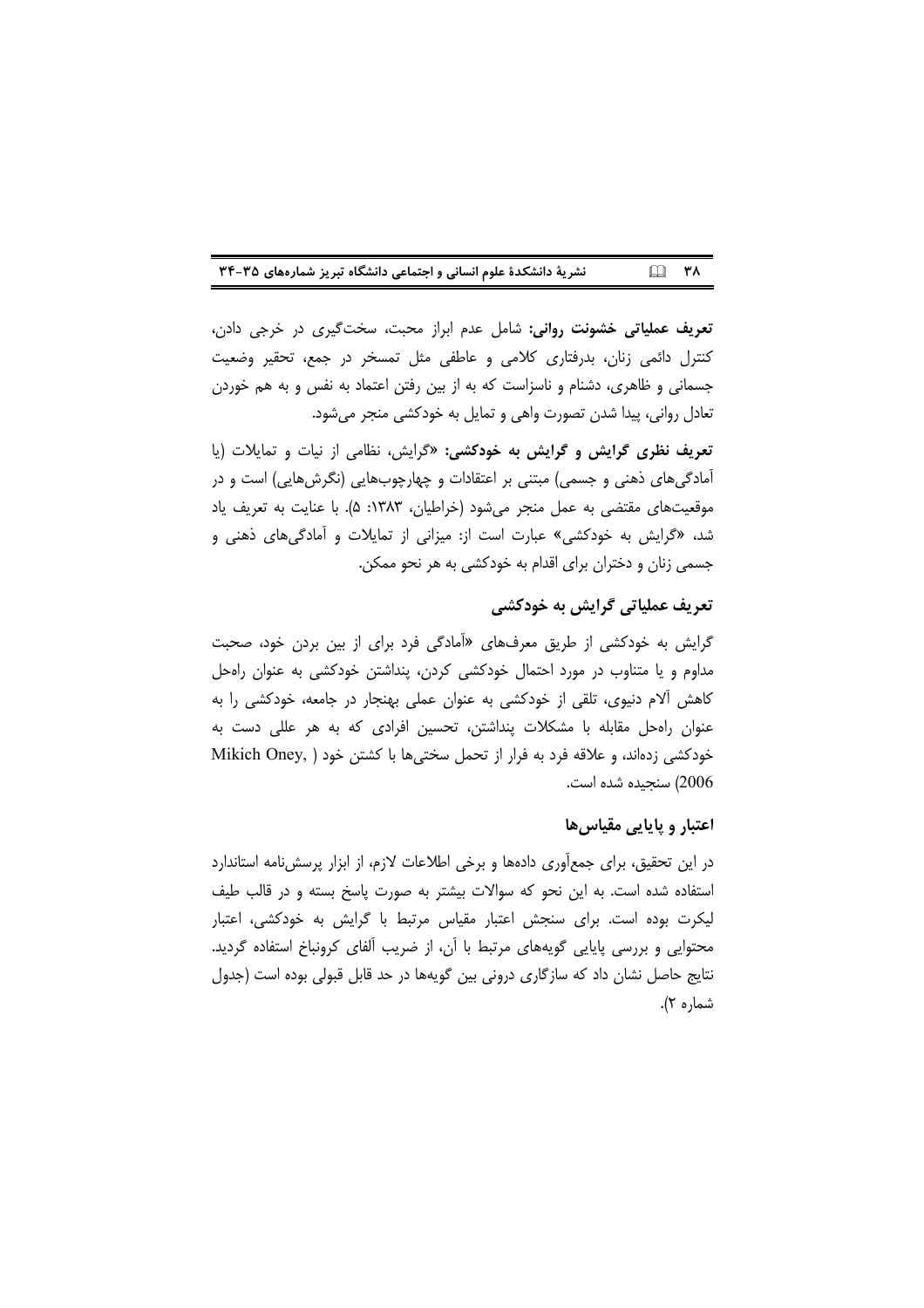**تعریف عملیاتی خشونت روانی:** شامل عدم ابراز محبت، سخت‌گیری در خرجی دادن، کنترل دائمی زنان، بدرفتاری کلامی و عاطفی مثل تمسخر در جمع، تحقیر وضعیت جسمانی و ظاهری، دشنام و ناسزاست که به از بین رفتن اعتماد به نفس و به هم خوردن تعادل روانی، پیدا شدن تصورت واهی و تمایل به خودکشی منجر می‌شود.

**تعریف نظری گرایش و گرایش به خودکشی:** «گرایش، نظامی از نیات و تمایلات (یا آمادگی‌های ذهنی و جسمی) مبتنی بر اعتقادات و چهارچوب‌هایی (نگرش‌هایی) است و در موقعیت‌های مقتضی به عمل منجر می‌شود (خراطیان، ۱۳۸۳: ۵). با عنایت به تعریف یاد شد، «گرایش به خودکشی» عبارت است از: میزانی از تمایلات و آمادگی‌های ذهنی و جسمی زنان و دختران برای اقدام به خودکشی به هر نحو ممکن.

## تعریف عملیاتی گرایش به خودکشی

گرایش به خودکشی از طریق معرف‌های «آمادگی فرد برای از بین بردن خود، صحبت مداوم و یا متناوب در مورد احتمال خودکشی کردن، پنداشتن خودکشی به عنوان راه‌حل کاهش آلام دنیوی، تلقی از خودکشی به عنوان عملی بهنجار در جامعه، خودکشی را به عنوان راه‌حل مقابله با مشکلات پنداشتن، تحسین افرادی که به هر عللی دست به خودکشی زده‌اند، و علاقه فرد به فرار از تحمل سختی‌ها با کشتن خود (Mikich Oney, 2006) سنجیده شده است.

## اعتبار و پایایی مقیاس‌ها

در این تحقیق، برای جمع‌آوری داده‌ها و برخی اطلاعات لازم، از ابزار پرسش‌نامه استاندارد استفاده شده است. به این نحو که سوالات بیشتر به صورت پاسخ بسته و در قالب طیف لیکرت بوده است. برای سنجش اعتبار مقیاس مرتبط با گرایش به خودکشی، اعتبار محتوایی و بررسی پایایی گویه‌های مرتبط با آن، از ضریب آلفای کرونباخ استفاده گردید. نتایج حاصل نشان داد که سازگاری درونی بین گویه‌ها در حد قابل قبولی بوده است (جدول شماره ۲).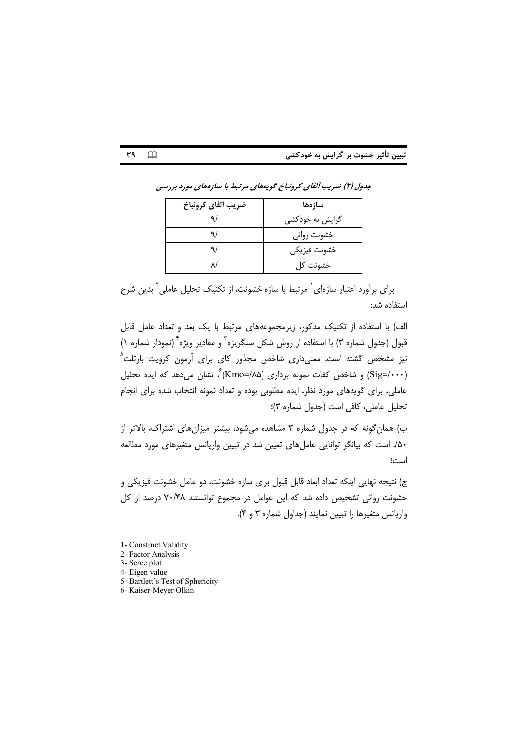*جدول (۲) ضریب آلفای کرونباخ گویه‌های مرتبط با سازه‌های مورد بررسی*

| سازه‌ها | ضریب آلفای کرونباخ |
| --- | --- |
| گرایش به خودکشی | ۹/ |
| خشونت روانی | ۹/ |
| خشونت فیزیکی | ۹/ |
| خشونت کل | ۸/ |

برای برآورد اعتبار سازه‌ای[1] مرتبط با سازه خشونت، از تکنیک تحلیل عاملی[2] بدین شرح استفاده شد:

الف) با استفاده از تکنیک مذکور، زیرمجموعه‌های مرتبط با یک بعد و تعداد عامل قابل قبول (جدول شماره ۳) با استفاده از روش شکل سنگریزه[3] و مقادیر ویژه[4] (نمودار شماره ۱) نیز مشخص گشته است. معنی‌داری شاخص مجذور کای برای آزمون کرویت بارتلت[5] (Sig=/۰۰۰) و شاخص کفات نمونه برداری (Kmo=/۸۵)[6]، نشان می‌دهد که ایده تحلیل عاملی، برای گویه‌های مورد نظر، ایده مطلوبی بوده و تعداد نمونه انتخاب شده برای انجام تحلیل عاملی، کافی است (جدول شماره ۳)؛

ب) همان‌گونه که در جدول شماره ۳ مشاهده می‌شود، بیشتر میزان‌های اشتراک، بالاتر از ۵۰/. است که بیانگر توانایی عامل‌های تعیین شد در تبیین واریانس متغیرهای مورد مطالعه است؛

ج) نتیجه نهایی اینکه تعداد ابعاد قابل قبول برای سازه خشونت، دو عامل خشونت فیزیکی و خشونت روانی تشخیص داده شد که این عوامل در مجموع توانستند ۷۰/۴۸ درصد از کل واریانس متغیرها را تبیین نمایند (جداول شماره ۳ و ۴).

---

1- Construct Validity
2- Factor Analysis
3- Scree plot
4- Eigen value
5- Bartlett's Test of Sphericity
6- Kaiser-Meyer-Olkin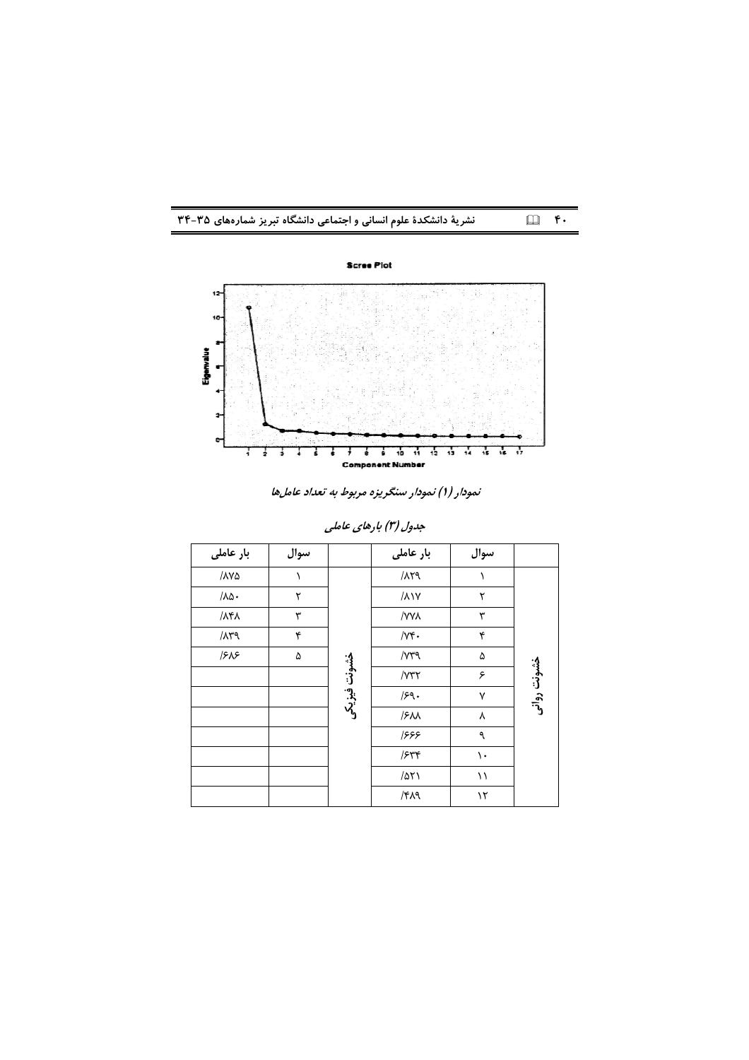نمودار (1) نمودار سنگریزه مربوط به تعداد عامل‌ها

جدول (۳) بارهای عاملی

| | سوال | بار عاملی | | سوال | بار عاملی |
|---|---|---|---|---|---|
| خشونت روانی | ۱ | /۸۲۹ | خشونت فیزیکی | ۱ | /۸۷۵ |
| | ۲ | /۸۱۷ | | ۲ | /۸۵۰ |
| | ۳ | /۷۷۸ | | ۳ | /۸۴۸ |
| | ۴ | /۷۴۰ | | ۴ | /۸۳۹ |
| | ۵ | /۷۳۹ | | ۵ | /۶۸۶ |
| | ۶ | /۷۳۲ | | | |
| | ۷ | /۶۹۰ | | | |
| | ۸ | /۶۸۸ | | | |
| | ۹ | /۶۶۶ | | | |
| | ۱۰ | /۶۳۴ | | | |
| | ۱۱ | /۵۲۱ | | | |
| | ۱۲ | /۴۸۹ | | | |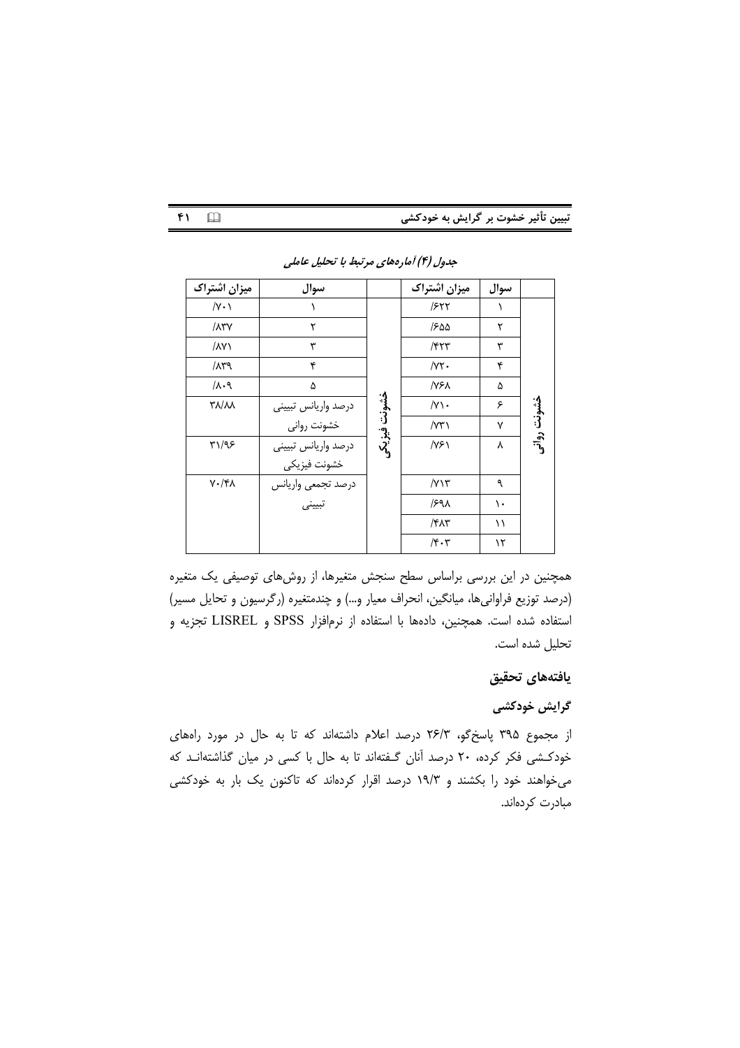*جدول (۴) آماره‌های مرتبط با تحلیل عاملی*

| | سوال | میزان اشتراک | | سوال | میزان اشتراک |
|---|---|---|---|---|---|
| خشونت روانی | ۱ | /۶۲۲ | خشونت فیزیکی | ۱ | /۷۰۱ |
| | ۲ | /۶۵۵ | | ۲ | /۸۳۷ |
| | ۳ | /۴۲۳ | | ۳ | /۸۷۱ |
| | ۴ | /۷۲۰ | | ۴ | /۸۳۹ |
| | ۵ | /۷۶۸ | | ۵ | /۸۰۹ |
| | ۶ | /۷۱۰ | | درصد واریانس تبیینی خشونت روانی | ۳۸/۸۸ |
| | ۷ | /۷۳۱ | | | |
| | ۸ | /۷۶۱ | | درصد واریانس تبیینی خشونت فیزیکی | ۳۱/۹۶ |
| | ۹ | /۷۱۳ | | درصد تجمعی واریانس تبیینی | ۷۰/۴۸ |
| | ۱۰ | /۶۹۸ | | | |
| | ۱۱ | /۴۸۳ | | | |
| | ۱۲ | /۴۰۳ | | | |

همچنین در این بررسی براساس سطح سنجش متغیرها، از روش‌های توصیفی یک متغیره (درصد توزیع فراوانی‌ها، میانگین، انحراف معیار و...) و چندمتغیره (رگرسیون و تحایل مسیر) استفاده شده است. همچنین، داده‌ها با استفاده از نرم‌افزار SPSS و LISREL تجزیه و تحلیل شده است.

## یافته‌های تحقیق

### گرایش خودکشی

از مجموع ۳۹۵ پاسخ‌گو، ۲۶/۳ درصد اعلام داشته‌اند که تا به حال در مورد راه‌های خودکـشی فکر کرده، ۲۰ درصد آنان گـفته‌اند تا به حال با کسی در میان گذاشته‌انـد که می‌خواهند خود را بکشند و ۱۹/۳ درصد اقرار کرده‌اند که تاکنون یک بار به خودکشی مبادرت کرده‌اند.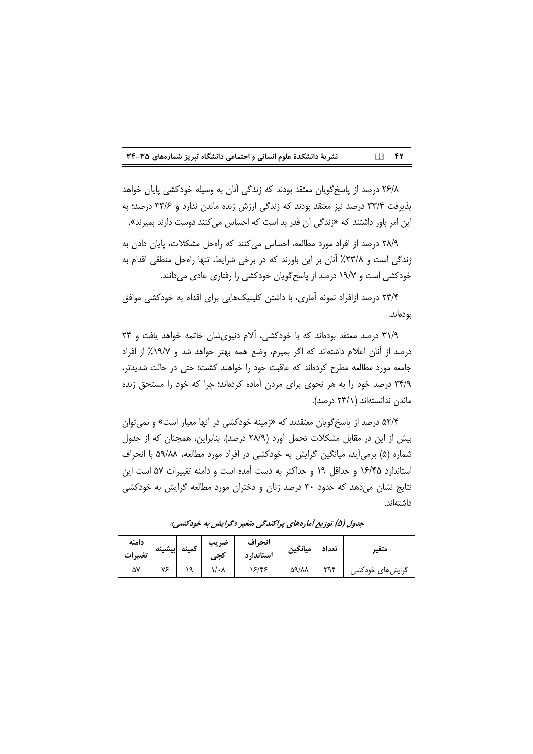۲۶/۸ درصد از پاسخ‌گویان معتقد بودند که زندگی آنان به وسیله خودکشی پایان خواهد پذیرفت ۳۳/۴ درصد نیز معتقد بودند که زندگی ارزش زنده ماندن ندارد و ۳۳/۶ درصد؛ به این امر باور داشتند که «زندگی آن قدر بد است که احساس می‌کنند دوست دارند بمیرند».

۲۸/۹ درصد از افراد مورد مطالعه، احساس می‌کنند که راه‌حل مشکلات، پایان دادن به زندگی است و ۲۳/۸٪ آنان بر این باورند که در برخی شرایط، تنها راه‌حل منطقی اقدام به خودکشی است و ۱۹/۷ درصد از پاسخ‌گویان خودکشی را رفتاری عادی می‌دانند.

۲۳/۴ درصد ازافراد نمونه آماری، با داشتن کلینیک‌هایی برای اقدام به خودکشی موافق بوده‌اند.

۳۱/۹ درصد معتقد بوده‌اند که با خودکشی، آلام دنیوی‌شان خاتمه خواهد یافت و ۲۳ درصد از آنان اعلام داشته‌اند که اگر بمیرم، وضع همه بهتر خواهد شد و ۱۹/۷٪ از افراد جامعه مورد مطالعه مطرح کرده‌اند که عاقبت خود را خواهند کشت؛ حتی در حالت شدیدتر، ۳۴/۹ درصد خود را به هر نحوی برای مردن آماده کرده‌اند؛ چرا که خود را مستحق زنده ماندن ندانسته‌اند (۲۳/۱ درصد).

۵۲/۴ درصد از پاسخ‌گویان معتقدند که «زمینه خودکشی در آنها معیار است» و نمی‌توان بیش از این در مقابل مشکلات تحمل آورد (۲۸/۹ درصد). بنابراین، همچنان که از جدول شماره (۵) برمی‌آید، میانگین گرایش به خودکشی در افراد مورد مطالعه، ۵۹/۸۸ با انحراف استاندارد ۱۶/۴۵ و حداقل ۱۹ و حداکثر به دست آمده است و دامنه تغییرات ۵۷ است این نتایج نشان می‌دهد که حدود ۳۰ درصد زنان و دختران مورد مطالعه گرایش به خودکشی داشته‌اند.

*جدول (۵) توزیع آماره‌های پراکندگی متغیر «گرایش به خودکشی»*

| متغیر | تعداد | میانگین | انحراف استاندارد | ضریب کجی | کمینه | بیشینه | دامنه تغییرات |
|---|---|---|---|---|---|---|---|
| گرایش‌های خودکشی | ۳۹۴ | ۵۹/۸۸ | ۱۶/۴۶ | ۱/۰۸ | ۱۹ | ۷۶ | ۵۷ |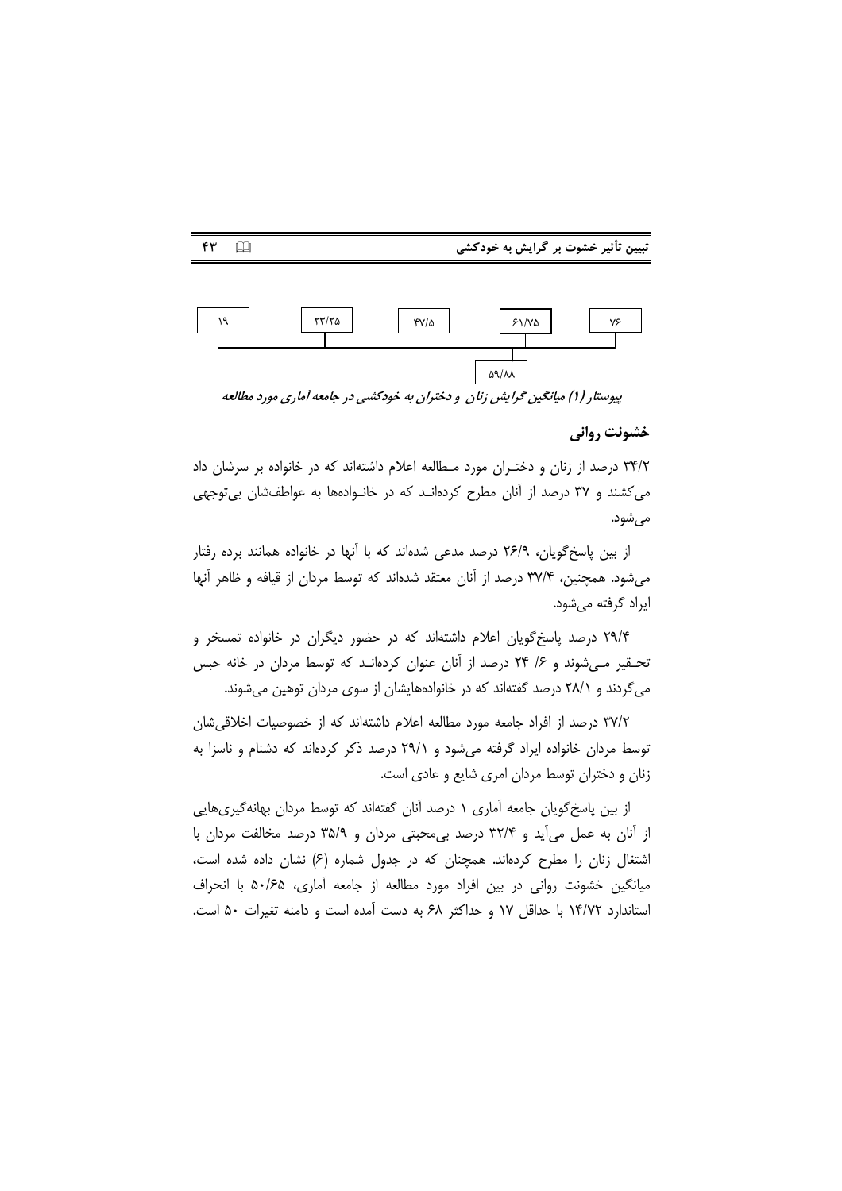| ۱۹ | ۲۳/۲۵ | ۴۷/۵ | ۶۱/۷۵ | ۷۶ |
|---|---|---|---|---|
| | | | ۵۹/۸۸ | |

*پیوستار (۱) میانگین گرایش زنان و دختران به خودکشی در جامعه آماری مورد مطالعه*

## خشونت روانی

۳۴/۲ درصد از زنان و دختـران مورد مـطالعه اعلام داشته‌اند که در خانواده بر سرشان داد می‌کشند و ۳۷ درصد از آنان مطرح کرده‌انـد که در خانـواده‌ها به عواطف‌شان بی‌توجهی می‌شود.

از بین پاسخ‌گویان، ۲۶/۹ درصد مدعی شده‌اند که با آنها در خانواده همانند برده رفتار می‌شود. همچنین، ۳۷/۴ درصد از آنان معتقد شده‌اند که توسط مردان از قیافه و ظاهر آنها ایراد گرفته می‌شود.

۲۹/۴ درصد پاسخ‌گویان اعلام داشته‌اند که در حضور دیگران در خانواده تمسخر و تحـقیر مـی‌شوند و ۶/ ۲۴ درصد از آنان عنوان کرده‌انـد که توسط مردان در خانه حبس می‌گردند و ۲۸/۱ درصد گفته‌اند که در خانواده‌هایشان از سوی مردان توهین می‌شوند.

۳۷/۲ درصد از افراد جامعه مورد مطالعه اعلام داشته‌اند که از خصوصیات اخلاقی‌شان توسط مردان خانواده ایراد گرفته می‌شود و ۲۹/۱ درصد ذکر کرده‌اند که دشنام و ناسزا به زنان و دختران توسط مردان امری شایع و عادی است.

از بین پاسخ‌گویان جامعه آماری ۱ درصد آنان گفته‌اند که توسط مردان بهانه‌گیری‌هایی از آنان به عمل می‌آید و ۳۲/۴ درصد بی‌محبتی مردان و ۳۵/۹ درصد مخالفت مردان با اشتغال زنان را مطرح کرده‌اند. همچنان که در جدول شماره (۶) نشان داده شده است، میانگین خشونت روانی در بین افراد مورد مطالعه از جامعه آماری، ۵۰/۶۵ با انحراف استاندارد ۱۴/۷۲ با حداقل ۱۷ و حداکثر ۶۸ به دست آمده است و دامنه تغیرات ۵۰ است.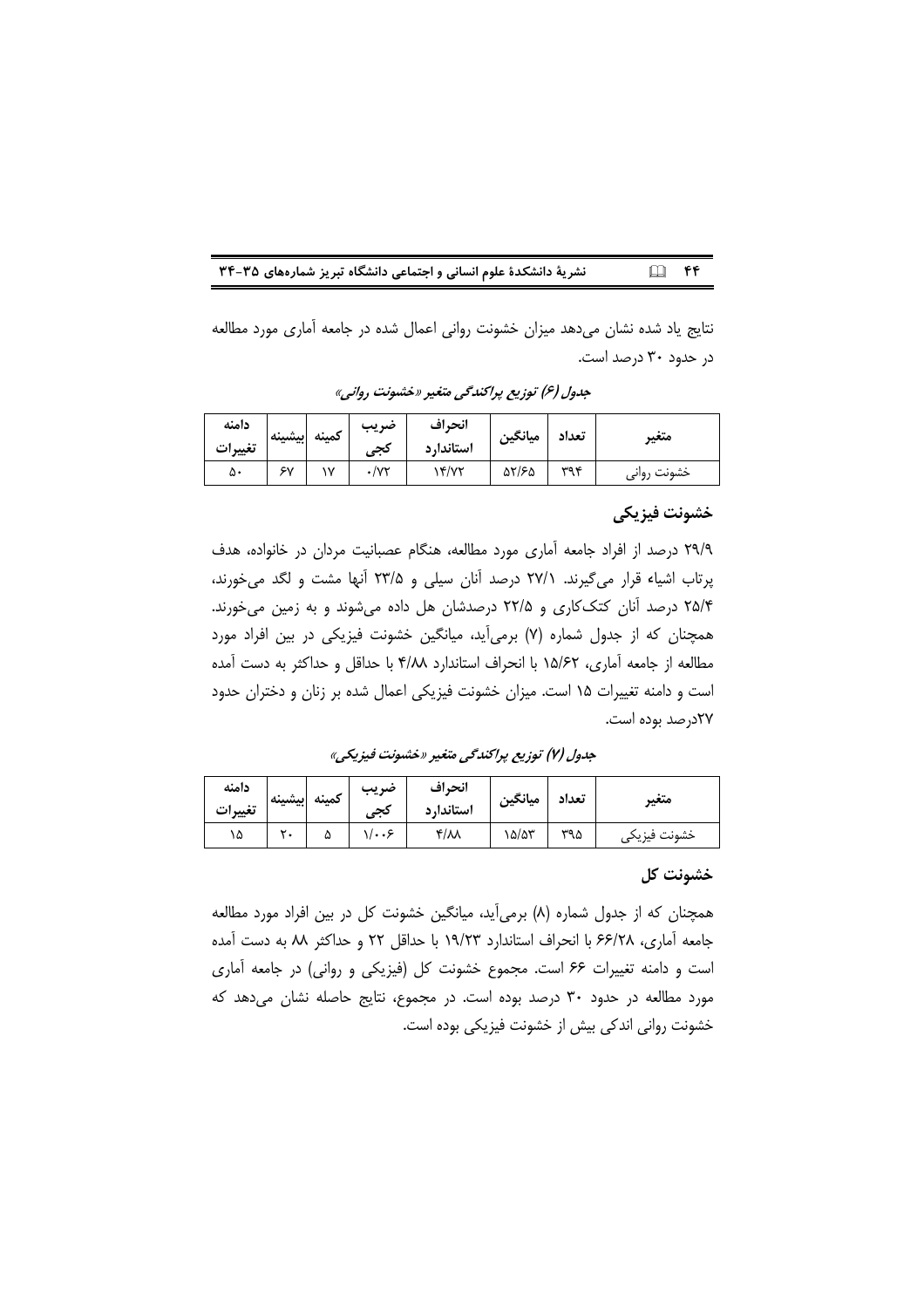نتایج یاد شده نشان می‌دهد میزان خشونت روانی اعمال شده در جامعه آماری مورد مطالعه در حدود ۳۰ درصد است.

*جدول (۶) توزیع پراکندگی متغیر «خشونت روانی»*

| متغیر | تعداد | میانگین | انحراف استاندارد | ضریب کجی | کمینه | بیشینه | دامنه تغییرات |
|---|---|---|---|---|---|---|---|
| خشونت روانی | ۳۹۴ | ۵۲/۶۵ | ۱۴/۷۲ | ۰/۷۲ | ۱۷ | ۶۷ | ۵۰ |

## خشونت فیزیکی

۲۹/۹ درصد از افراد جامعه آماری مورد مطالعه، هنگام عصبانیت مردان در خانواده، هدف پرتاب اشیاء قرار می‌گیرند. ۲۷/۱ درصد آنان سیلی و ۲۳/۵ آنها مشت و لگد می‌خورند، ۲۵/۴ درصد آنان کتک‌کاری و ۲۲/۵ درصدشان هل داده می‌شوند و به زمین می‌خورند. همچنان که از جدول شماره (۷) برمی‌آید، میانگین خشونت فیزیکی در بین افراد مورد مطالعه از جامعه آماری، ۱۵/۶۲ با انحراف استاندارد ۴/۸۸ با حداقل و حداکثر به دست آمده است و دامنه تغییرات ۱۵ است. میزان خشونت فیزیکی اعمال شده بر زنان و دختران حدود ۲۷درصد بوده است.

*جدول (۷) توزیع پراکندگی متغیر «خشونت فیزیکی»*

| متغیر | تعداد | میانگین | انحراف استاندارد | ضریب کجی | کمینه | بیشینه | دامنه تغییرات |
|---|---|---|---|---|---|---|---|
| خشونت فیزیکی | ۳۹۵ | ۱۵/۵۳ | ۴/۸۸ | ۱/۰۰۶ | ۵ | ۲۰ | ۱۵ |

## خشونت کل

همچنان که از جدول شماره (۸) برمی‌آید، میانگین خشونت کل در بین افراد مورد مطالعه جامعه آماری، ۶۶/۲۸ با انحراف استاندارد ۱۹/۲۳ با حداقل ۲۲ و حداکثر ۸۸ به دست آمده است و دامنه تغییرات ۶۶ است. مجموع خشونت کل (فیزیکی و روانی) در جامعه آماری مورد مطالعه در حدود ۳۰ درصد بوده است. در مجموع، نتایج حاصله نشان می‌دهد که خشونت روانی اندکی بیش از خشونت فیزیکی بوده است.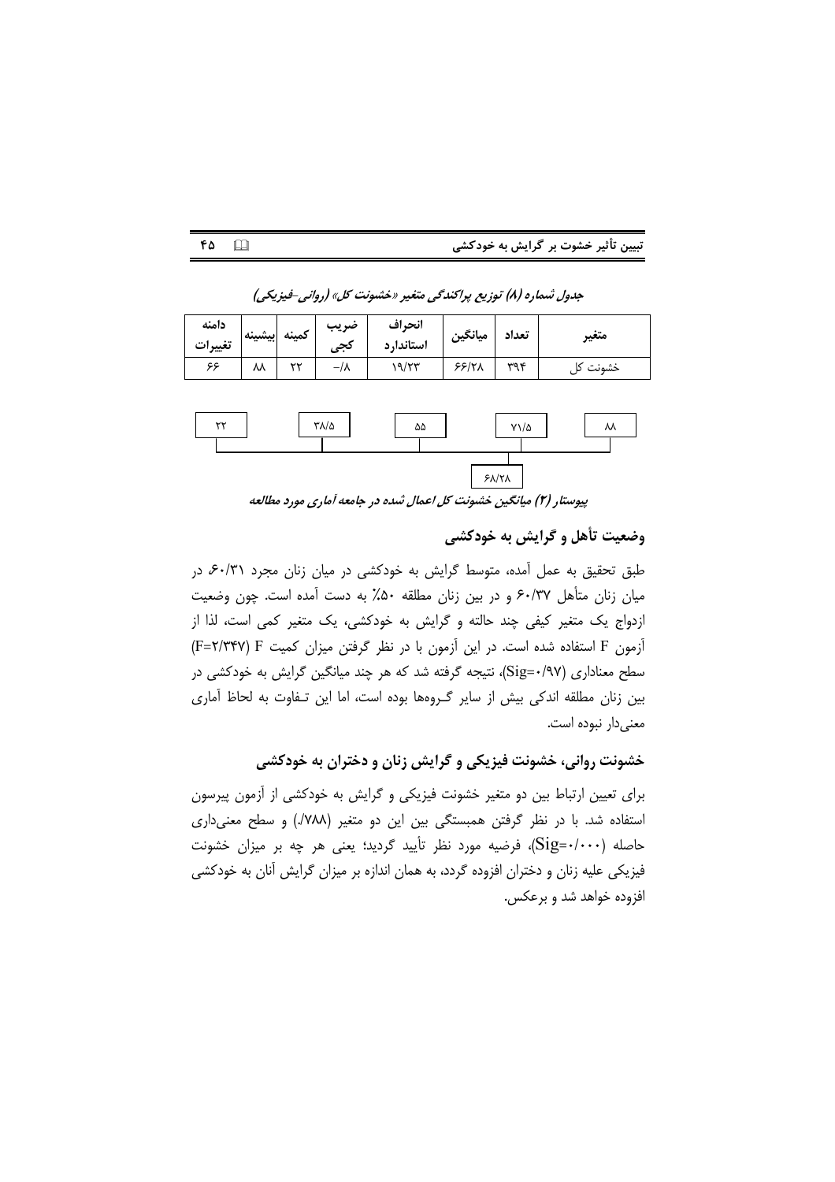*جدول شماره (۸) توزیع پراکندگی متغیر «خشونت کل» (روانی-فیزیکی)*

| متغیر | تعداد | میانگین | انحراف استاندارد | ضریب کجی | کمینه | بیشینه | دامنه تغییرات |
|---|---|---|---|---|---|---|---|
| خشونت کل | ۳۹۴ | ۶۶/۲۸ | ۱۹/۲۳ | -/۸ | ۲۲ | ۸۸ | ۶۶ |

| ۲۲ | ۳۸/۵ | ۵۵ | ۷۱/۵ | ۸۸ |
|---|---|---|---|---|
| | | | ۶۸/۲۸ | |

*پیوستار (۲) میانگین خشونت کل اعمال شده در جامعه آماری مورد مطالعه*

## وضعیت تأهل و گرایش به خودکشی

طبق تحقیق به عمل آمده، متوسط گرایش به خودکشی در میان زنان مجرد ۶۰/۳۱، در میان زنان متأهل ۶۰/۳۷ و در بین زنان مطلقه ۵۰٪ به دست آمده است. چون وضعیت ازدواج یک متغیر کیفی چند حالته و گرایش به خودکشی، یک متغیر کمی است، لذا از آزمون F استفاده شده است. در این آزمون با در نظر گرفتن میزان کمیت F (F=۲/۳۴۷) سطح معناداری (Sig=۰/۹۷)، نتیجه گرفته شد که هر چند میانگین گرایش به خودکشی در بین زنان مطلقه اندکی بیش از سایر گروهها بوده است، اما این تفاوت به لحاظ آماری معنی‌دار نبوده است.

## خشونت روانی، خشونت فیزیکی و گرایش زنان و دختران به خودکشی

برای تعیین ارتباط بین دو متغیر خشونت فیزیکی و گرایش به خودکشی از آزمون پیرسون استفاده شد. با در نظر گرفتن همبستگی بین این دو متغیر (۷۸۸/.) و سطح معنی‌داری حاصله (Sig=۰/۰۰۰)، فرضیه مورد نظر تأیید گردید؛ یعنی هر چه بر میزان خشونت فیزیکی علیه زنان و دختران افزوده گردد، به همان اندازه بر میزان گرایش آنان به خودکشی افزوده خواهد شد و برعکس.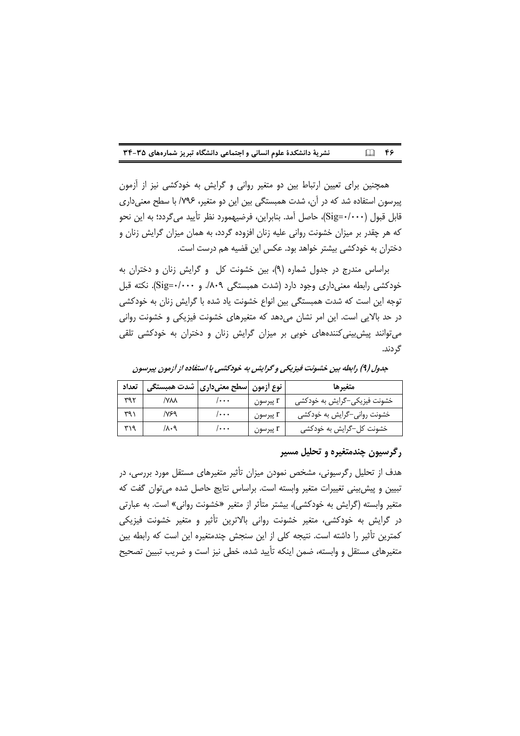همچنین برای تعیین ارتباط بین دو متغیر روانی و گرایش به خودکشی نیز از آزمون پیرسون استفاده شد که در آن، شدت همبستگی بین این دو متغیر، ۷۹۶/ با سطح معنی‌داری قابل قبول (Sig=۰/۰۰۰)، حاصل آمد. بنابراین، فرضیه‌مورد نظر تأیید می‌گردد؛ به این نحو که هر چقدر بر میزان خشونت روانی علیه زنان افزوده گردد، به همان میزان گرایش زنان و دختران به خودکشی بیشتر خواهد بود. عکس این قضیه هم درست است.

براساس مندرج در جدول شماره (۹)، بین خشونت کل  و گرایش زنان و دختران به خودکشی رابطه معنی‌داری وجود دارد (شدت همبستگی ۸۰۹/. و Sig=۰/۰۰۰). نکته قبل توجه این است که شدت همبستگی بین انواع خشونت یاد شده با گرایش زنان به خودکشی در حد بالایی است. این امر نشان می‌دهد که متغیرهای خشونت فیزیکی و خشونت روانی می‌توانند پیش‌بینی‌کننده‌های خوبی بر میزان گرایش زنان و دختران به خودکشی تلقی گردند.

*جدول (۹) رابطه بین خشونت فیزیکی و گرایش به خودکشی با استفاده از آزمون پیرسون*

| متغیرها | نوع آزمون | سطح معنی‌داری | شدت همبستگی | تعداد |
|---|---|---|---|---|
| خشونت فیزیکی-گرایش به خودکشی | r پیرسون | /۰۰۰ | /۷۸۸ | ۳۹۲ |
| خشونت روانی-گرایش به خودکشی | r پیرسون | /۰۰۰ | /۷۶۹ | ۳۹۱ |
| خشونت کل-گرایش به خودکشی | r پیرسون | /۰۰۰ | /۸۰۹ | ۳۱۹ |

## رگرسیون چندمتغیره و تحلیل مسیر

هدف از تحلیل رگرسیونی، مشخص نمودن میزان تأثیر متغیرهای مستقل مورد بررسی، در تبیین و پیش‌بینی تغییرات متغیر وابسته است. براساس نتایج حاصل شده می‌توان گفت که متغیر وابسته (گرایش به خودکشی)، بیشتر متأثر از متغیر «خشونت روانی» است. به عبارتی در گرایش به خودکشی، متغیر خشونت روانی بالاترین تأثیر و متغیر خشونت فیزیکی کمترین تأثیر را داشته است. نتیجه کلی از این سنجش چندمتغیره این است که رابطه بین متغیرهای مستقل و وابسته، ضمن اینکه تأیید شده، خطی نیز است و ضریب تبیین تصحیح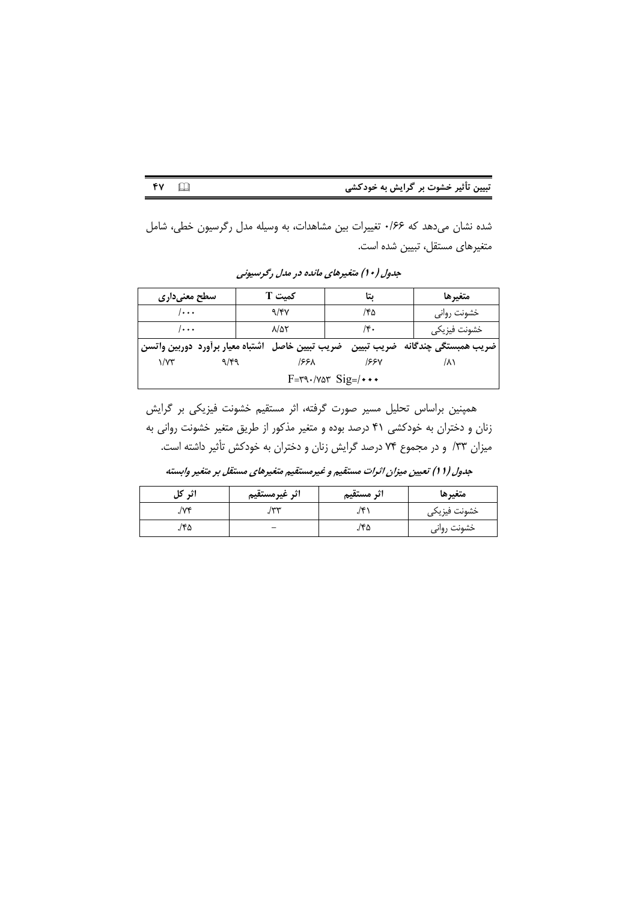شده نشان می‌دهد که ۰/۶۶ تغییرات بین مشاهدات، به وسیله مدل رگرسیون خطی، شامل متغیرهای مستقل، تبیین شده است.

*جدول (۱۰) متغیرهای مانده در مدل رگرسیونی*

| متغیرها | بتا | کمیت T | سطح معنی‌داری |
|---|---|---|---|
| خشونت روانی | /۴۵ | ۹/۴۷ | /۰۰۰ |
| خشونت فیزیکی | /۴۰ | ۸/۵۲ | /۰۰۰ |

| ضریب همبستگی چندگانه | ضریب تبیین | ضریب تبیین خاصل | اشتباه معیار برآورد | دوربین واتسن |
|---|---|---|---|---|
| /۸۱ | /۶۶۷ | /۶۶۸ | ۹/۴۹ | ۱/۷۳ |
| F=۳۹۰/۷۵۳ Sig=/۰۰۰ | | | | |

همچنین براساس تحلیل مسیر صورت گرفته، اثر مستقیم خشونت فیزیکی بر گرایش زنان و دختران به خودکشی ۴۱ درصد بوده و متغیر مذکور از طریق متغیر خشونت روانی به میزان ۳۳/ و در مجموع ۷۴ درصد گرایش زنان و دختران به خودکش تأثیر داشته است.

*جدول (۱۱) تعیین میزان اثرات مستقیم و غیرمستقیم متغیرهای مستقل بر متغیر وابسته*

| متغیرها | اثر مستقیم | اثر غیرمستقیم | اثر کل |
|---|---|---|---|
| خشونت فیزیکی | ۴۱/. | ۳۳/. | ۷۴/. |
| خشونت روانی | ۴۵/. | – | ۴۵/. |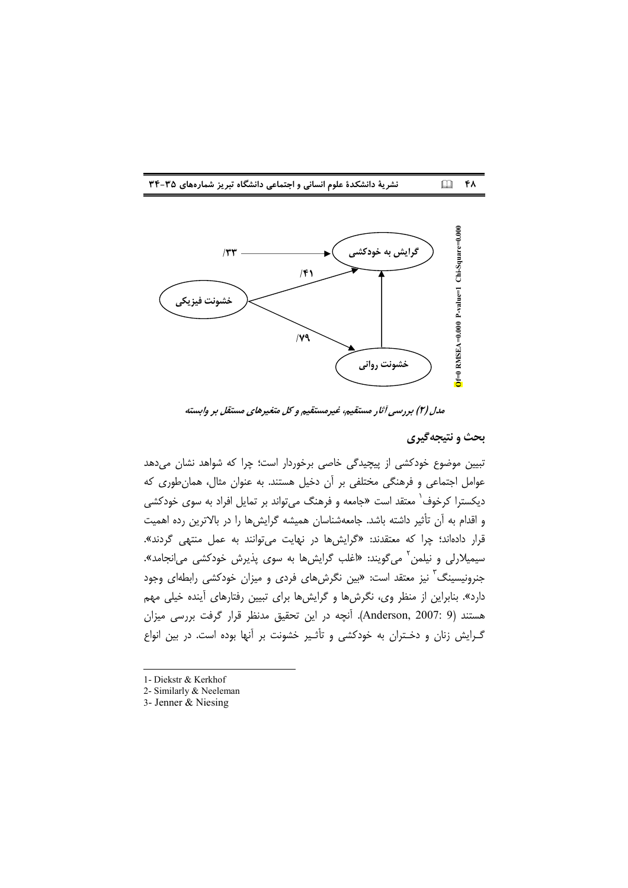/۳۳

گرایش به خودکشی

/۴۱

خشونت فیزیکی

/۷۹

خشونت روانی

Df=0 RMSEA=0.000 P-value=1 Chi-Square=0.000

*مدل (۲) بررسی آثار مستقیم، غیرمستقیم و کل متغیرهای مستقل بر وابسته*

## بحث و نتیجه‌گیری

تبیین موضوع خودکشی از پیچیدگی خاصی برخوردار است؛ چرا که شواهد نشان می‌دهد عوامل اجتماعی و فرهنگی مختلفی بر آن دخیل هستند. به عنوان مثال، همان‌طوری که دیکسترا کرخوف[1] معتقد است «جامعه و فرهنگ می‌تواند بر تمایل افراد به سوی خودکشی و اقدام به آن تأثیر داشته باشد. جامعه‌شناسان همیشه گرایش‌ها را در بالاترین رده اهمیت قرار داده‌اند؛ چرا که معتقدند: «گرایش‌ها در نهایت می‌توانند به عمل منتهی گردند». سیمیلارلی و نیلمن[2] می‌گویند: «اغلب گرایش‌ها به سوی پذیرش خودکشی می‌انجامد». جنرونیسینگ[3] نیز معتقد است: «بین نگرش‌های فردی و میزان خودکشی رابطه‌ای وجود دارد». بنابراین از منظر وی، نگرش‌ها و گرایش‌ها برای تبیین رفتارهای آینده خیلی مهم هستند (Anderson, 2007: 9). آنچه در این تحقیق مدنظر قرار گرفت بررسی میزان گرایش زنان و دختران به خودکشی و تأثیر خشونت بر آنها بوده است. در بین انواع

---

1- Diekstr & Kerkhof

2- Similarly & Neeleman

3- Jenner & Niesing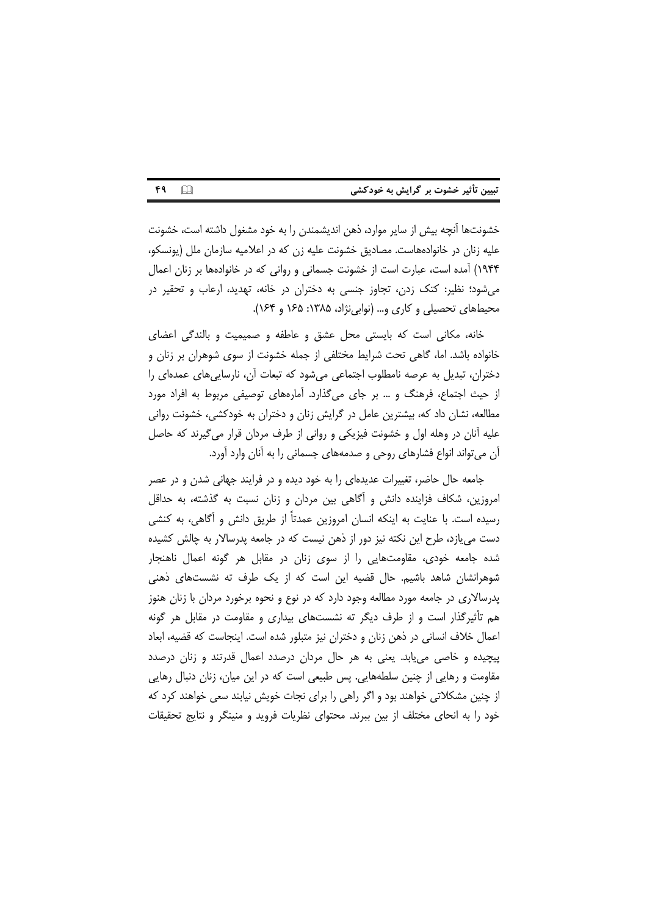خشونت‌ها آنچه بیش از سایر موارد، ذهن اندیشمندن را به خود مشغول داشته است، خشونت علیه زنان در خانواده‌هاست. مصادیق خشونت علیه زن که در اعلامیه سازمان ملل (یونسکو، ۱۹۴۴) آمده است، عبارت است از خشونت جسمانی و روانی که در خانواده‌ها بر زنان اعمال می‌شود؛ نظیر: کتک زدن، تجاوز جنسی به دختران در خانه، تهدید، ارعاب و تحقیر در محیطهای تحصیلی و کاری و... (نوابی‌نژاد، ۱۳۸۵: ۱۶۵ و ۱۶۴).

خانه، مکانی است که بایستی محل عشق و عاطفه و صمیمیت و بالندگی اعضای خانواده باشد. اما، گاهی تحت شرایط مختلفی از جمله خشونت از سوی شوهران بر زنان و دختران، تبدیل به عرصه نامطلوب اجتماعی می‌شود که تبعات آن، نارسایی‌های عمده‌ای را از حیث اجتماع، فرهنگ و ... بر جای می‌گذارد. آماره‌های توصیفی مربوط به افراد مورد مطالعه، نشان داد که، بیشترین عامل در گرایش زنان و دختران به خودکشی، خشونت روانی علیه آنان در وهله اول و خشونت فیزیکی و روانی از طرف مردان قرار می‌گیرند که حاصل آن می‌تواند انواع فشارهای روحی و صدمه‌های جسمانی را به آنان وارد آورد.

جامعه حال حاضر، تغییرات عدیده‌ای را به خود دیده و در فرایند جهانی شدن و در عصر امروزین، شکاف فزاینده دانش و آگاهی بین مردان و زنان نسبت به گذشته، به حداقل رسیده است. با عنایت به اینکه انسان امروزین عمدتاً از طریق دانش و آگاهی، به کنشی دست می‌یازد، طرح این نکته نیز دور از ذهن نیست که در جامعه پدرسالار به چالش کشیده شده جامعه خودی، مقاومت‌هایی را از سوی زنان در مقابل هر گونه اعمال ناهنجار شوهرانشان شاهد باشیم. حال قضیه این است که از یک طرف ته نشست‌های ذهنی پدرسالاری در جامعه مورد مطالعه وجود دارد که در نوع و نحوه برخورد مردان با زنان هنوز هم تأثیرگذار است و از طرف دیگر ته نشست‌های بیداری و مقاومت در مقابل هر گونه اعمال خلاف انسانی در ذهن زنان و دختران نیز متبلور شده است. اینجاست که قضیه، ابعاد پیچیده و خاصی می‌یابد. یعنی به هر حال مردان درصدد اعمال قدرتند و زنان درصدد مقاومت و رهایی از چنین سلطه‌هایی. پس طبیعی است که در این میان، زنان دنبال رهایی از چنین مشکلاتی خواهند بود و اگر راهی را برای نجات خویش نیابند سعی خواهند کرد که خود را به انحای مختلف از بین ببرند. محتوای نظریات فروید و منینگر و نتایج تحقیقات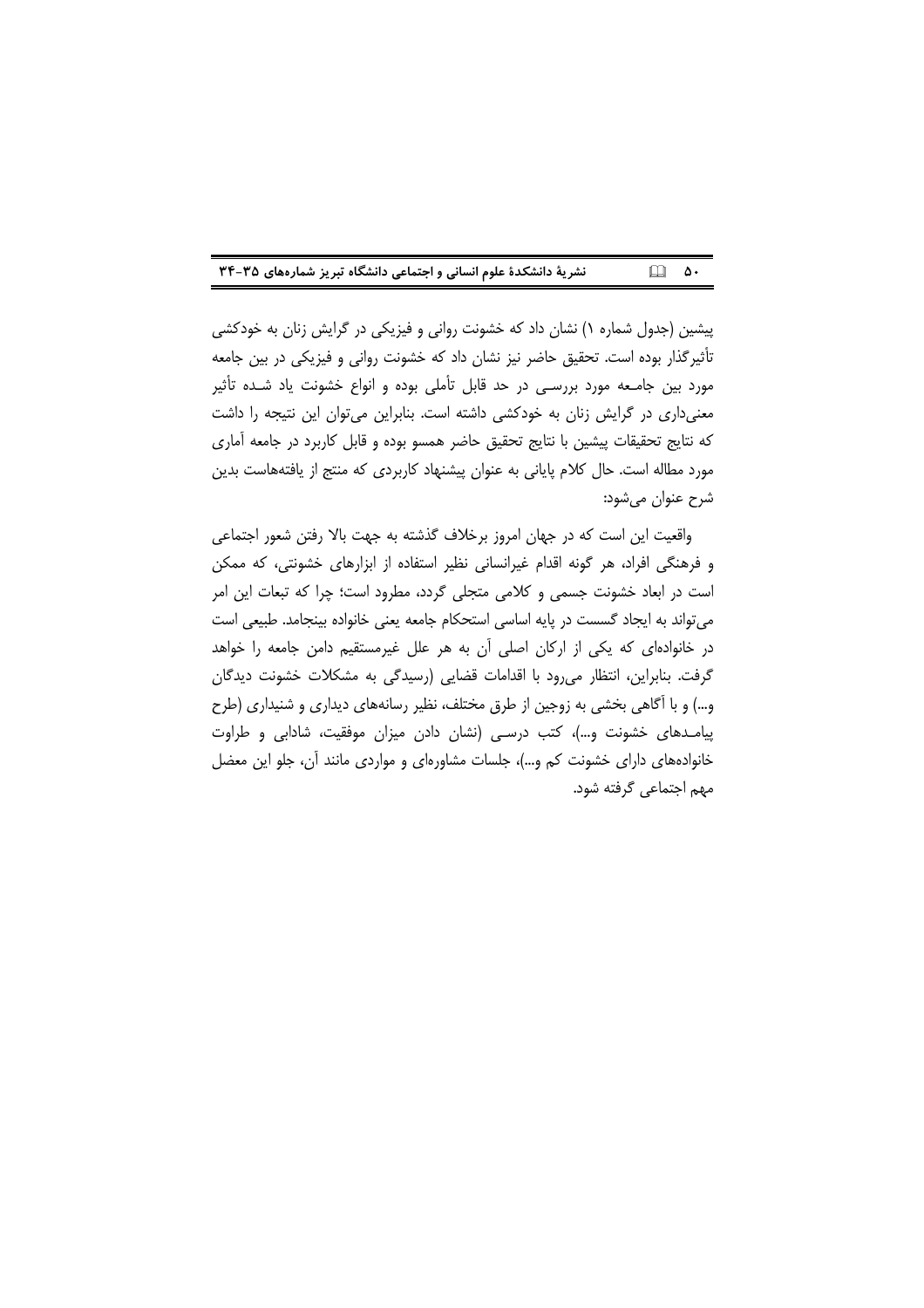پیشین (جدول شماره ۱) نشان داد که خشونت روانی و فیزیکی در گرایش زنان به خودکشی تأثیرگذار بوده است. تحقیق حاضر نیز نشان داد که خشونت روانی و فیزیکی در بین جامعه مورد بین جامعه مورد بررسی در حد قابل تأملی بوده و انواع خشونت یاد شده تأثیر معنی‌داری در گرایش زنان به خودکشی داشته است. بنابراین می‌توان این نتیجه را داشت که نتایج تحقیقات پیشین با نتایج تحقیق حاضر همسو بوده و قابل کاربرد در جامعه آماری مورد مطاله است. حال کلام پایانی به عنوان پیشنهاد کاربردی که منتج از یافته‌هاست بدین شرح عنوان می‌شود:

واقعیت این است که در جهان امروز برخلاف گذشته به جهت بالا رفتن شعور اجتماعی و فرهنگی افراد، هر گونه اقدام غیرانسانی نظیر استفاده از ابزارهای خشونتی، که ممکن است در ابعاد خشونت جسمی و کلامی متجلی گردد، مطرود است؛ چرا که تبعات این امر می‌تواند به ایجاد گسست در پایه اساسی استحکام جامعه یعنی خانواده بینجامد. طبیعی است در خانواده‌ای که یکی از ارکان اصلی آن به هر علل غیرمستقیم دامن جامعه را خواهد گرفت. بنابراین، انتظار می‌رود با اقدامات قضایی (رسیدگی به مشکلات خشونت دیدگان و...) و با آگاهی بخشی به زوجین از طرق مختلف، نظیر رسانه‌های دیداری و شنیداری (طرح پیامدهای خشونت و...)، کتب درسی (نشان دادن میزان موفقیت، شادابی و طراوت خانواده‌های دارای خشونت کم و...)، جلسات مشاوره‌ای و مواردی مانند آن، جلو این معضل مهم اجتماعی گرفته شود.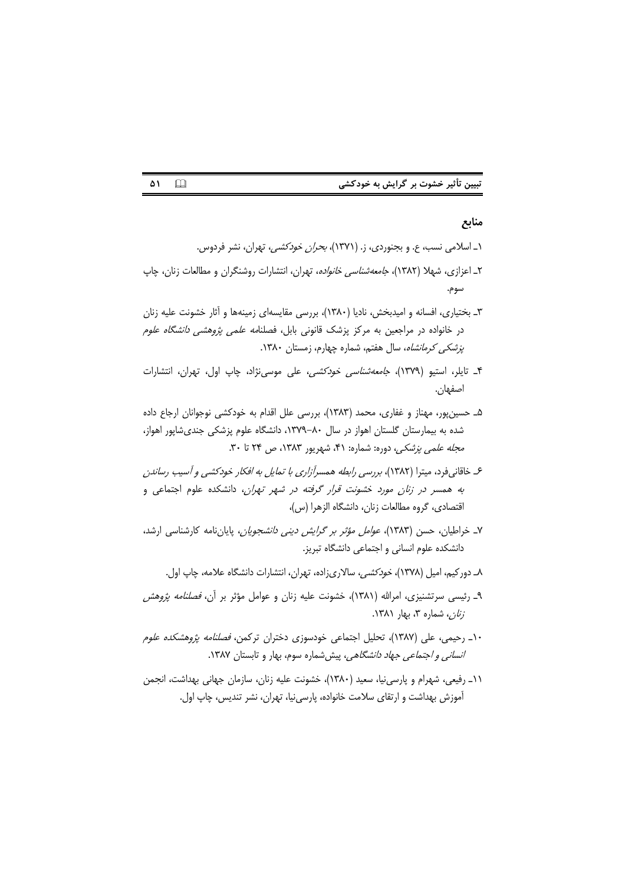## منابع

۱ـ اسلامی نسب، ع. و بجنوردی، ز. (۱۳۷۱)، *بحران خودکشی*، تهران، نشر فردوس.

۲ـ اعزازی، شهلا (۱۳۸۲)، *جامعه‌شناسی خانواده*، تهران، انتشارات روشنگران و مطالعات زنان، چاپ سوم.

۳ـ بختیاری، افسانه و امیدبخش، نادیا (۱۳۸۰)، بررسی مقایسه‌ای زمینه‌ها و آثار خشونت علیه زنان در خانواده در مراجعین به مرکز پزشک قانونی بابل، فصلنامه *علمی پژوهشی دانشگاه علوم پزشکی کرمانشاه*، سال هفتم، شماره چهارم، زمستان ۱۳۸۰.

۴ـ تایلر، استیو (۱۳۷۹)، *جامعه‌شناسی خودکشی*، علی موسی‌نژاد، چاپ اول، تهران، انتشارات اصفهان.

۵ـ حسین‌پور، مهناز و غفاری، محمد (۱۳۸۳)، بررسی علل اقدام به خودکشی نوجوانان ارجاع داده شده به بیمارستان گلستان اهواز در سال ۸۰–۱۳۷۹، دانشگاه علوم پزشکی جندی‌شاپور اهواز، *مجله علمی پزشکی*، دوره: شماره: ۴۱، شهریور ۱۳۸۳، ص ۲۴ تا ۳۰.

۶ـ خاقانی‌فرد، میترا (۱۳۸۲)، *بررسی رابطه همسرآزاری با تمایل به افکار خودکشی و آسیب رساندن به همسر در زنان مورد خشونت قرار گرفته در شهر تهران*، دانشکده علوم اجتماعی و اقتصادی، گروه مطالعات زنان، دانشگاه الزهرا (س)،

۷ـ خراطیان، حسن (۱۳۸۳)، *عوامل مؤثر بر گرایش دینی دانشجویان*، پایان‌نامه کارشناسی ارشد، دانشکده علوم انسانی و اجتماعی دانشگاه تبریز.

۸ـ دورکیم، امیل (۱۳۷۸)، *خودکشی*، سالاری‌زاده، تهران، انتشارات دانشگاه علامه، چاپ اول.

۹ـ رئیسی سرتشنیزی، امرالله (۱۳۸۱)، خشونت علیه زنان و عوامل مؤثر بر آن، *فصلنامه پژوهش زنان*، شماره ۳، بهار ۱۳۸۱.

۱۰ـ رحیمی، علی (۱۳۸۷)، تحلیل اجتماعی خودسوزی دختران ترکمن، *فصلنامه پژوهشکده علوم انسانی و اجتماعی جهاد دانشگاهی*، پیش‌شماره سوم، بهار و تابستان ۱۳۸۷.

۱۱ـ رفیعی، شهرام و پارسی‌نیا، سعید (۱۳۸۰)، خشونت علیه زنان، سازمان جهانی بهداشت، انجمن آموزش بهداشت و ارتقای سلامت خانواده، پارسی‌نیا، تهران، نشر تندیس، چاپ اول.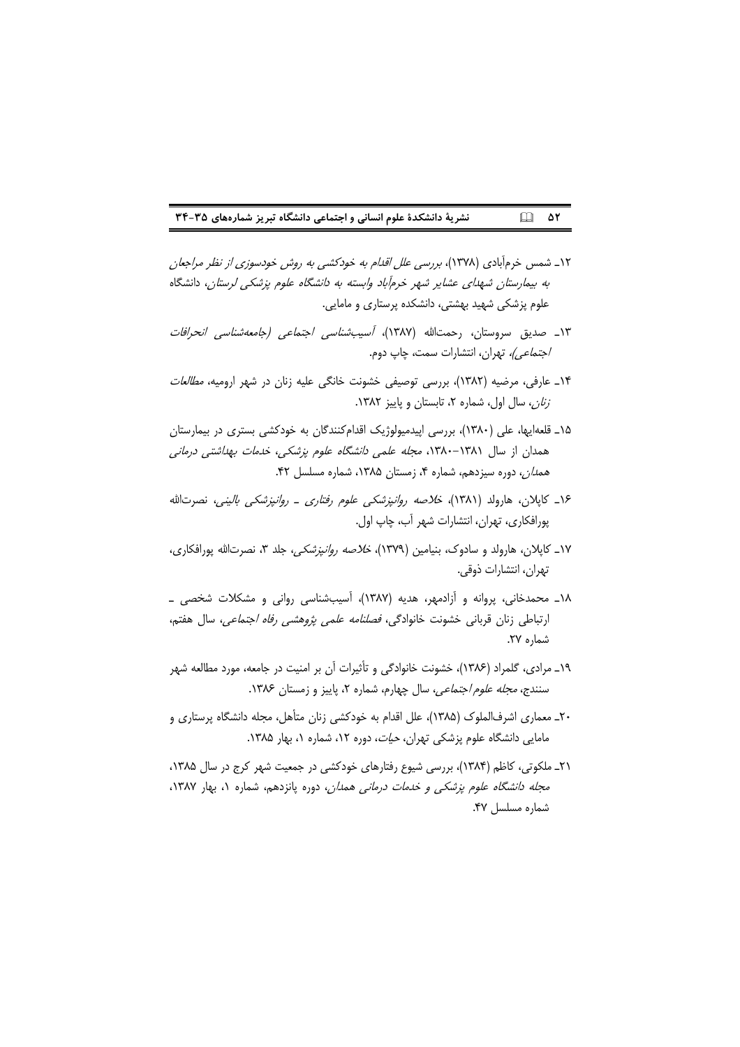۱۲ـ شمس خرم‌آبادی (۱۳۷۸)، *بررسی علل اقدام به خودکشی به روش خودسوزی از نظر مراجعان به بیمارستان شهدای عشایر شهر خرم‌آباد وابسته به دانشگاه علوم پزشکی لرستان*، دانشگاه علوم پزشکی شهید بهشتی، دانشکده پرستاری و مامایی.

۱۳ـ صدیق سروستان، رحمت‌الله (۱۳۸۷)، *آسیب‌شناسی اجتماعی (جامعه‌شناسی انحرافات اجتماعی)*، تهران، انتشارات سمت، چاپ دوم.

۱۴ـ عارفی، مرضیه (۱۳۸۲)، بررسی توصیفی خشونت خانگی علیه زنان در شهر ارومیه، *مطالعات زنان*، سال اول، شماره ۲، تابستان و پاییز ۱۳۸۲.

۱۵ـ قلعه‌ایها، علی (۱۳۸۰)، بررسی اپیدمیولوژیک اقدام‌کنندگان به خودکشی بستری در بیمارستان همدان از سال ۱۳۸۱–۱۳۸۰، *مجله علمی دانشگاه علوم پزشکی، خدمات بهداشتی درمانی همدان*، دوره سیزدهم، شماره ۴، زمستان ۱۳۸۵، شماره مسلسل ۴۲.

۱۶ـ کاپلان، هارولد (۱۳۸۱)، *خلاصه روانپزشکی علوم رفتاری ـ روانپزشکی بالینی*، نصرت‌الله پورافکاری، تهران، انتشارات شهر آب، چاپ اول.

۱۷ـ کاپلان، هارولد و سادوک، بنیامین (۱۳۷۹)، *خلاصه روانپزشکی*، جلد ۳، نصرت‌الله پورافکاری، تهران، انتشارات ذوقی.

۱۸ـ محمدخانی، پروانه و آزادمهر، هدیه (۱۳۸۷)، آسیب‌شناسی روانی و مشکلات شخصی ـ ارتباطی زنان قربانی خشونت خانوادگی، *فصلنامه علمی پژوهشی رفاه اجتماعی*، سال هفتم، شماره ۲۷.

۱۹ـ مرادی، گلمراد (۱۳۸۶)، خشونت خانوادگی و تأثیرات آن بر امنیت در جامعه، مورد مطالعه شهر سنندج، *مجله علوم اجتماعی*، سال چهارم، شماره ۲، پاییز و زمستان ۱۳۸۶.

۲۰ـ معماری اشرف‌الملوک (۱۳۸۵)، علل اقدام به خودکشی زنان متأهل، مجله دانشگاه پرستاری و مامایی دانشگاه علوم پزشکی تهران، *حیات*، دوره ۱۲، شماره ۱، بهار ۱۳۸۵.

۲۱ـ ملکوتی، کاظم (۱۳۸۴)، بررسی شیوع رفتارهای خودکشی در جمعیت شهر کرج در سال ۱۳۸۵، *مجله دانشگاه علوم پزشکی و خدمات درمانی همدان*، دوره پانزدهم، شماره ۱، بهار ۱۳۸۷، شماره مسلسل ۴۷.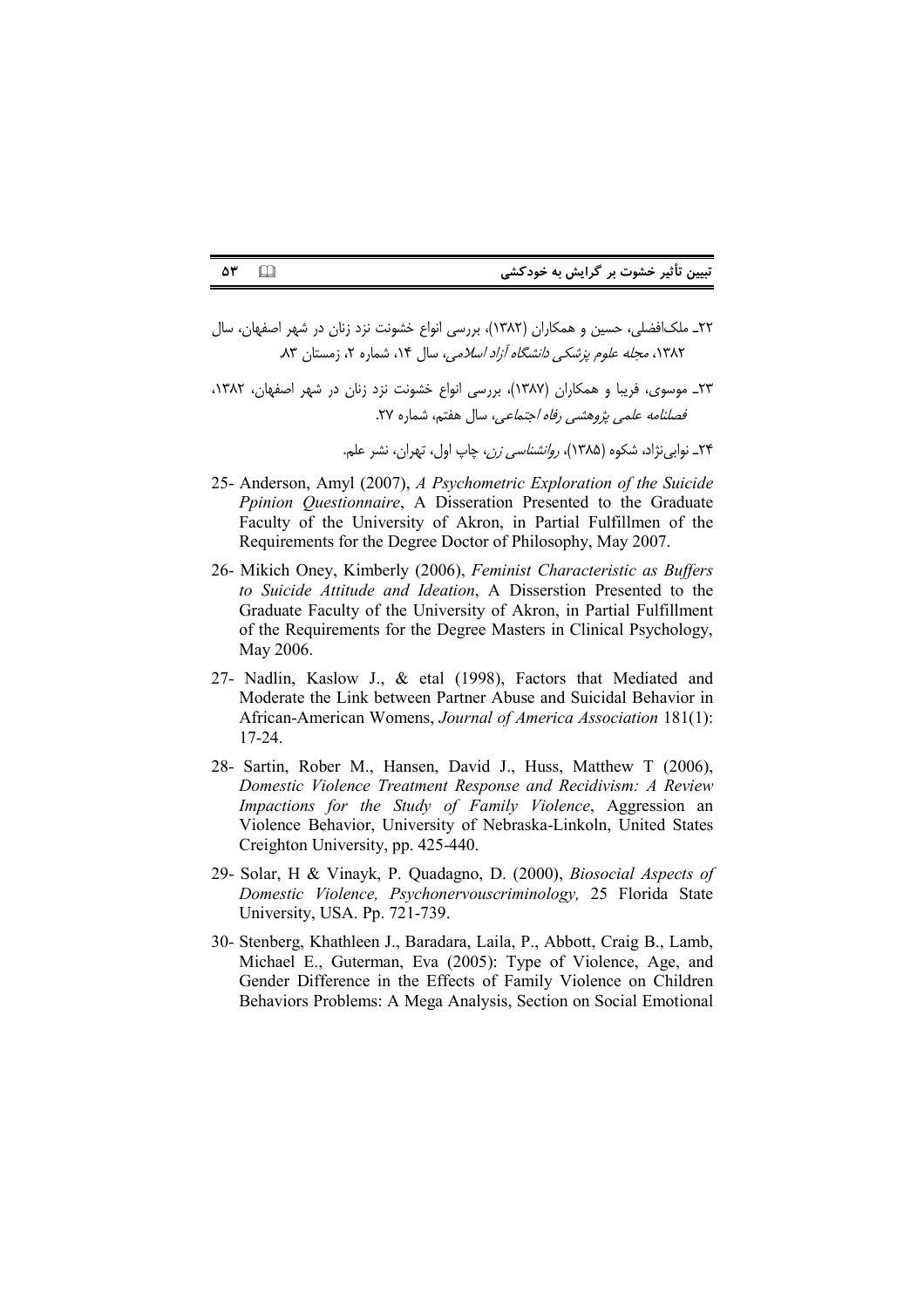۲۲ـ ملک‌افضلی، حسین و همکاران (۱۳۸۲)، بررسی انواع خشونت نزد زنان در شهر اصفهان، سال ۱۳۸۲، *مجله علوم پزشکی دانشگاه آزاد اسلامی*، سال ۱۴، شماره ۲، زمستان ۸۳.

۲۳ـ موسوی، فریبا و همکاران (۱۳۸۷)، بررسی انواع خشونت نزد زنان در شهر اصفهان، ۱۳۸۲، *فصلنامه علمی پژوهشی رفاه اجتماعی*، سال هفتم، شماره ۲۷.

۲۴ـ نوابی‌نژاد، شکوه (۱۳۸۵)، *روانشناسی زن*، چاپ اول، تهران، نشر علم.

25- Anderson, Amyl (2007), *A Psychometric Exploration of the Suicide Ppinion Questionnaire*, A Disseration Presented to the Graduate Faculty of the University of Akron, in Partial Fulfillmen of the Requirements for the Degree Doctor of Philosophy, May 2007.

26- Mikich Oney, Kimberly (2006), *Feminist Characteristic as Buffers to Suicide Attitude and Ideation*, A Disserstion Presented to the Graduate Faculty of the University of Akron, in Partial Fulfillment of the Requirements for the Degree Masters in Clinical Psychology, May 2006.

27- Nadlin, Kaslow J., & etal (1998), Factors that Mediated and Moderate the Link between Partner Abuse and Suicidal Behavior in African-American Womens, *Journal of America Association* 181(1): 17-24.

28- Sartin, Rober M., Hansen, David J., Huss, Matthew T (2006), *Domestic Violence Treatment Response and Recidivism: A Review Impactions for the Study of Family Violence*, Aggression an Violence Behavior, University of Nebraska-Linkoln, United States Creighton University, pp. 425-440.

29- Solar, H & Vinayk, P. Quadagno, D. (2000), *Biosocial Aspects of Domestic Violence, Psychonervouscriminology,* 25 Florida State University, USA. Pp. 721-739.

30- Stenberg, Khathleen J., Baradara, Laila, P., Abbott, Craig B., Lamb, Michael E., Guterman, Eva (2005): Type of Violence, Age, and Gender Difference in the Effects of Family Violence on Children Behaviors Problems: A Mega Analysis, Section on Social Emotional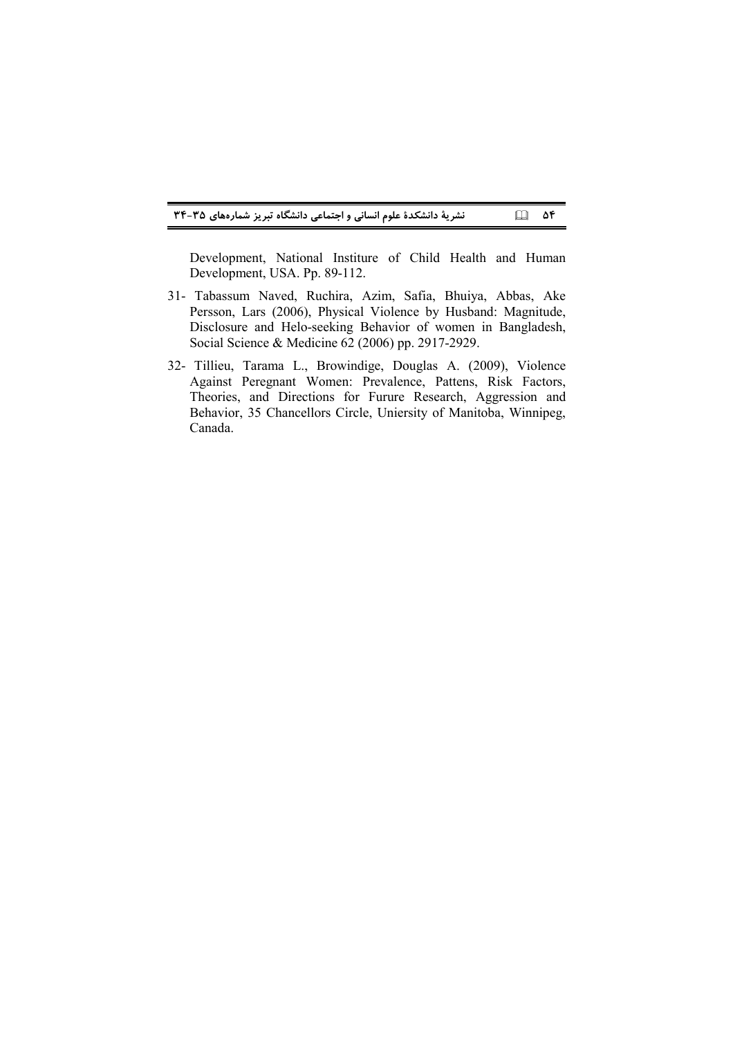Development, National Institure of Child Health and Human Development, USA. Pp. 89-112.

31- Tabassum Naved, Ruchira, Azim, Safia, Bhuiya, Abbas, Ake Persson, Lars (2006), Physical Violence by Husband: Magnitude, Disclosure and Helo-seeking Behavior of women in Bangladesh, Social Science & Medicine 62 (2006) pp. 2917-2929.

32- Tillieu, Tarama L., Browindige, Douglas A. (2009), Violence Against Peregnant Women: Prevalence, Pattens, Risk Factors, Theories, and Directions for Furure Research, Aggression and Behavior, 35 Chancellors Circle, Uniersity of Manitoba, Winnipeg, Canada.